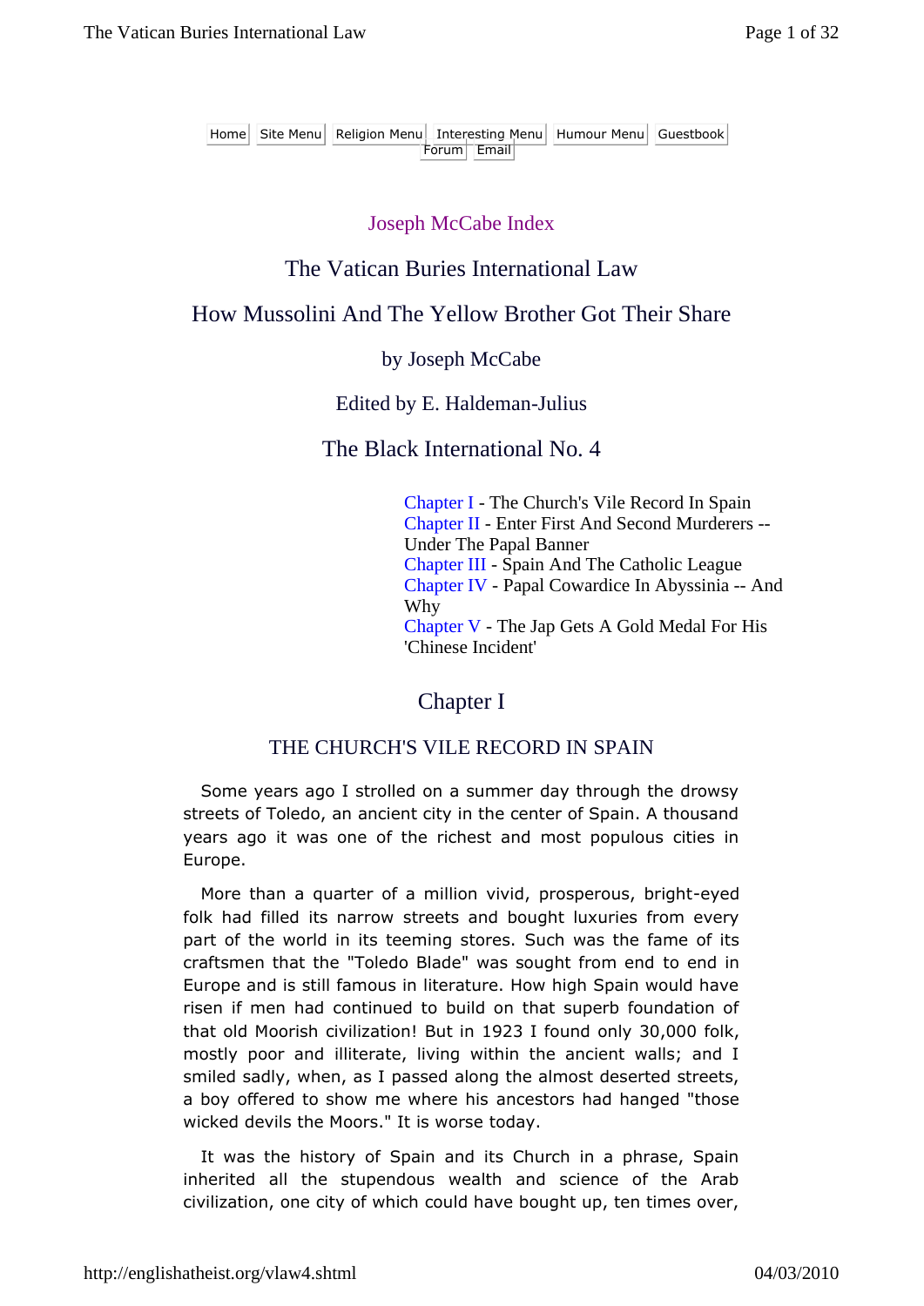Home | Site Menu | Religion Menu | Interesting Menu | Humour Menu | Guestbook | Forum | Email

Joseph McCabe Index

# The Vatican Buries International Law

## How Mussolini And The Yellow Brother Got Their Share

by Joseph McCabe

Edited by E. Haldeman-Julius

The Black International No. 4

Chapter I - The Church's Vile Record In Spain
Chapter II - Enter First And Second Murderers -- Under The Papal Banner
Chapter III - Spain And The Catholic League
Chapter IV - Papal Cowardice In Abyssinia -- And Why
Chapter V - The Jap Gets A Gold Medal For His 'Chinese Incident'

## Chapter I

### THE CHURCH'S VILE RECORD IN SPAIN

Some years ago I strolled on a summer day through the drowsy streets of Toledo, an ancient city in the center of Spain. A thousand years ago it was one of the richest and most populous cities in Europe.

More than a quarter of a million vivid, prosperous, bright-eyed folk had filled its narrow streets and bought luxuries from every part of the world in its teeming stores. Such was the fame of its craftsmen that the "Toledo Blade" was sought from end to end in Europe and is still famous in literature. How high Spain would have risen if men had continued to build on that superb foundation of that old Moorish civilization! But in 1923 I found only 30,000 folk, mostly poor and illiterate, living within the ancient walls; and I smiled sadly, when, as I passed along the almost deserted streets, a boy offered to show me where his ancestors had hanged "those wicked devils the Moors." It is worse today.

It was the history of Spain and its Church in a phrase, Spain inherited all the stupendous wealth and science of the Arab civilization, one city of which could have bought up, ten times over,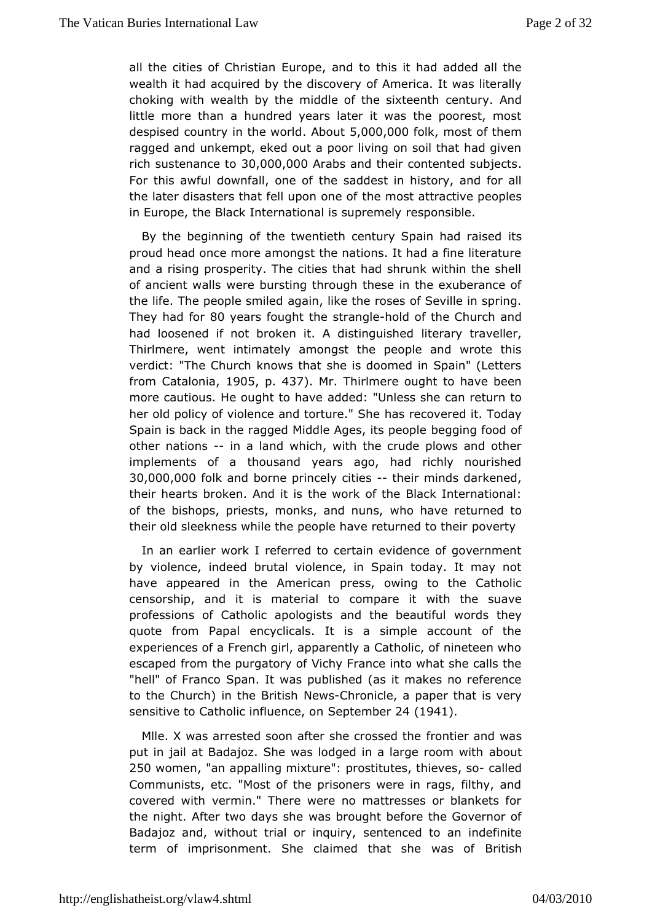all the cities of Christian Europe, and to this it had added all the wealth it had acquired by the discovery of America. It was literally choking with wealth by the middle of the sixteenth century. And little more than a hundred years later it was the poorest, most despised country in the world. About 5,000,000 folk, most of them ragged and unkempt, eked out a poor living on soil that had given rich sustenance to 30,000,000 Arabs and their contented subjects. For this awful downfall, one of the saddest in history, and for all the later disasters that fell upon one of the most attractive peoples in Europe, the Black International is supremely responsible.

By the beginning of the twentieth century Spain had raised its proud head once more amongst the nations. It had a fine literature and a rising prosperity. The cities that had shrunk within the shell of ancient walls were bursting through these in the exuberance of the life. The people smiled again, like the roses of Seville in spring. They had for 80 years fought the strangle-hold of the Church and had loosened if not broken it. A distinguished literary traveller, Thirlmere, went intimately amongst the people and wrote this verdict: "The Church knows that she is doomed in Spain" (Letters from Catalonia, 1905, p. 437). Mr. Thirlmere ought to have been more cautious. He ought to have added: "Unless she can return to her old policy of violence and torture." She has recovered it. Today Spain is back in the ragged Middle Ages, its people begging food of other nations -- in a land which, with the crude plows and other implements of a thousand years ago, had richly nourished 30,000,000 folk and borne princely cities -- their minds darkened, their hearts broken. And it is the work of the Black International: of the bishops, priests, monks, and nuns, who have returned to their old sleekness while the people have returned to their poverty

In an earlier work I referred to certain evidence of government by violence, indeed brutal violence, in Spain today. It may not have appeared in the American press, owing to the Catholic censorship, and it is material to compare it with the suave professions of Catholic apologists and the beautiful words they quote from Papal encyclicals. It is a simple account of the experiences of a French girl, apparently a Catholic, of nineteen who escaped from the purgatory of Vichy France into what she calls the "hell" of Franco Span. It was published (as it makes no reference to the Church) in the British News-Chronicle, a paper that is very sensitive to Catholic influence, on September 24 (1941).

Mlle. X was arrested soon after she crossed the frontier and was put in jail at Badajoz. She was lodged in a large room with about 250 women, "an appalling mixture": prostitutes, thieves, so- called Communists, etc. "Most of the prisoners were in rags, filthy, and covered with vermin." There were no mattresses or blankets for the night. After two days she was brought before the Governor of Badajoz and, without trial or inquiry, sentenced to an indefinite term of imprisonment. She claimed that she was of British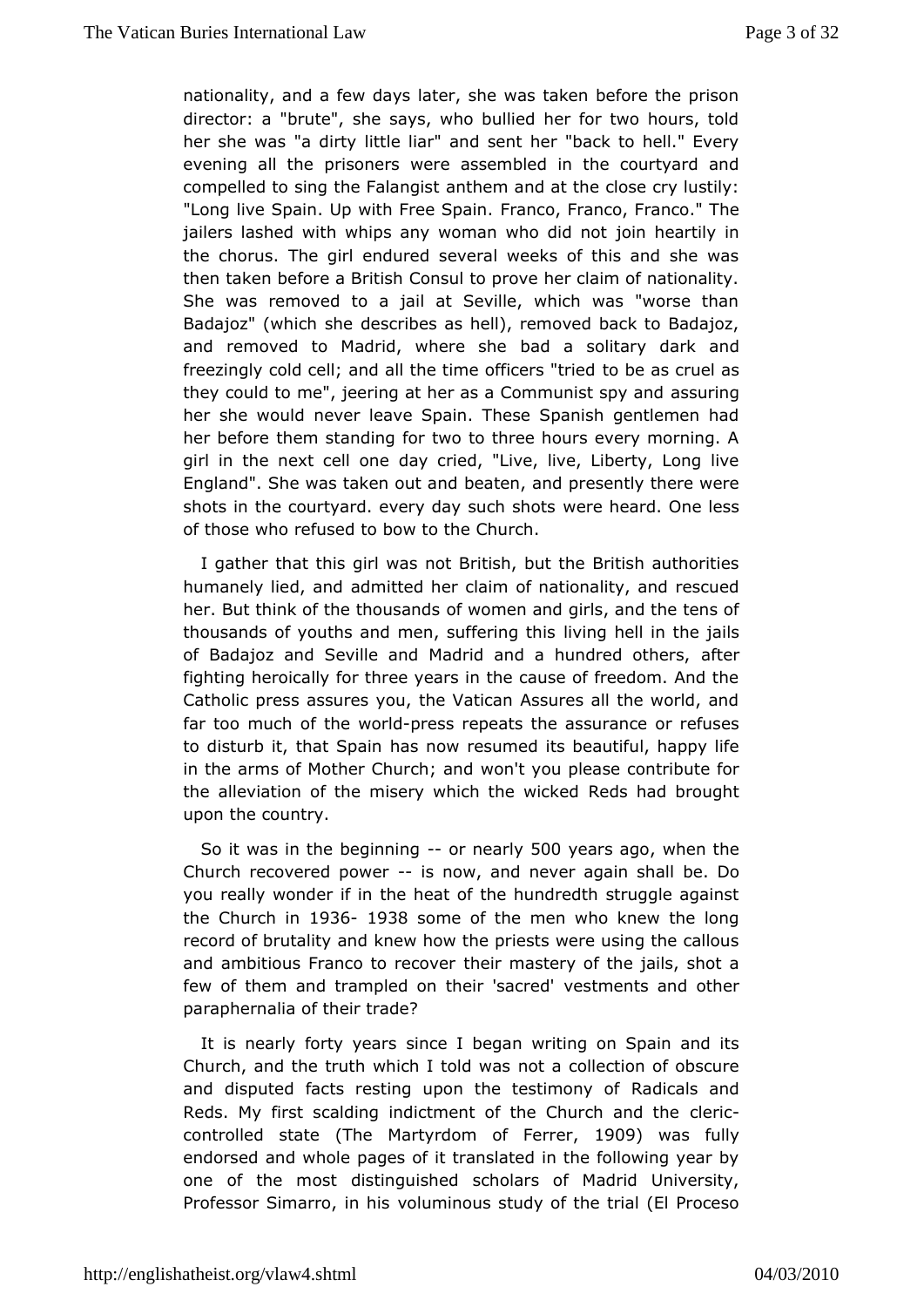nationality, and a few days later, she was taken before the prison director: a "brute", she says, who bullied her for two hours, told her she was "a dirty little liar" and sent her "back to hell." Every evening all the prisoners were assembled in the courtyard and compelled to sing the Falangist anthem and at the close cry lustily: "Long live Spain. Up with Free Spain. Franco, Franco, Franco." The jailers lashed with whips any woman who did not join heartily in the chorus. The girl endured several weeks of this and she was then taken before a British Consul to prove her claim of nationality. She was removed to a jail at Seville, which was "worse than Badajoz" (which she describes as hell), removed back to Badajoz, and removed to Madrid, where she bad a solitary dark and freezingly cold cell; and all the time officers "tried to be as cruel as they could to me", jeering at her as a Communist spy and assuring her she would never leave Spain. These Spanish gentlemen had her before them standing for two to three hours every morning. A girl in the next cell one day cried, "Live, live, Liberty, Long live England". She was taken out and beaten, and presently there were shots in the courtyard. every day such shots were heard. One less of those who refused to bow to the Church.

I gather that this girl was not British, but the British authorities humanely lied, and admitted her claim of nationality, and rescued her. But think of the thousands of women and girls, and the tens of thousands of youths and men, suffering this living hell in the jails of Badajoz and Seville and Madrid and a hundred others, after fighting heroically for three years in the cause of freedom. And the Catholic press assures you, the Vatican Assures all the world, and far too much of the world-press repeats the assurance or refuses to disturb it, that Spain has now resumed its beautiful, happy life in the arms of Mother Church; and won't you please contribute for the alleviation of the misery which the wicked Reds had brought upon the country.

So it was in the beginning -- or nearly 500 years ago, when the Church recovered power -- is now, and never again shall be. Do you really wonder if in the heat of the hundredth struggle against the Church in 1936-1938 some of the men who knew the long record of brutality and knew how the priests were using the callous and ambitious Franco to recover their mastery of the jails, shot a few of them and trampled on their 'sacred' vestments and other paraphernalia of their trade?

It is nearly forty years since I began writing on Spain and its Church, and the truth which I told was not a collection of obscure and disputed facts resting upon the testimony of Radicals and Reds. My first scalding indictment of the Church and the cleric-controlled state (The Martyrdom of Ferrer, 1909) was fully endorsed and whole pages of it translated in the following year by one of the most distinguished scholars of Madrid University, Professor Simarro, in his voluminous study of the trial (El Proceso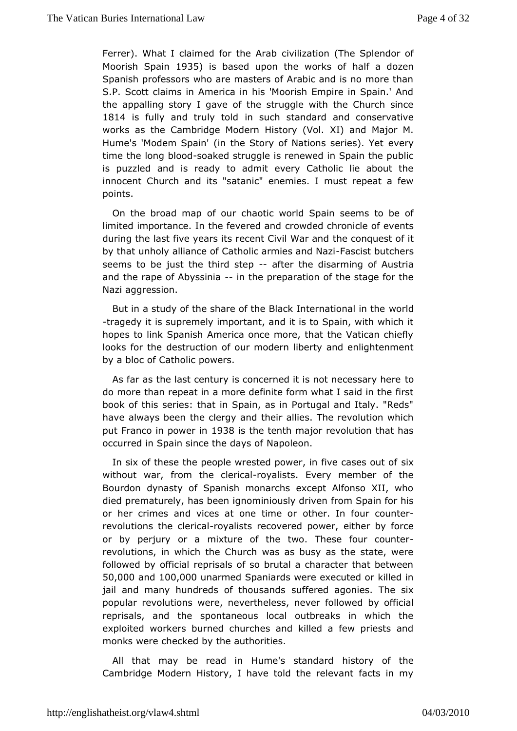Ferrer). What I claimed for the Arab civilization (The Splendor of Moorish Spain 1935) is based upon the works of half a dozen Spanish professors who are masters of Arabic and is no more than S.P. Scott claims in America in his 'Moorish Empire in Spain.' And the appalling story I gave of the struggle with the Church since 1814 is fully and truly told in such standard and conservative works as the Cambridge Modern History (Vol. XI) and Major M. Hume's 'Modem Spain' (in the Story of Nations series). Yet every time the long blood-soaked struggle is renewed in Spain the public is puzzled and is ready to admit every Catholic lie about the innocent Church and its "satanic" enemies. I must repeat a few points.

On the broad map of our chaotic world Spain seems to be of limited importance. In the fevered and crowded chronicle of events during the last five years its recent Civil War and the conquest of it by that unholy alliance of Catholic armies and Nazi-Fascist butchers seems to be just the third step -- after the disarming of Austria and the rape of Abyssinia -- in the preparation of the stage for the Nazi aggression.

But in a study of the share of the Black International in the world -tragedy it is supremely important, and it is to Spain, with which it hopes to link Spanish America once more, that the Vatican chiefly looks for the destruction of our modern liberty and enlightenment by a bloc of Catholic powers.

As far as the last century is concerned it is not necessary here to do more than repeat in a more definite form what I said in the first book of this series: that in Spain, as in Portugal and Italy. "Reds" have always been the clergy and their allies. The revolution which put Franco in power in 1938 is the tenth major revolution that has occurred in Spain since the days of Napoleon.

In six of these the people wrested power, in five cases out of six without war, from the clerical-royalists. Every member of the Bourdon dynasty of Spanish monarchs except Alfonso XII, who died prematurely, has been ignominiously driven from Spain for his or her crimes and vices at one time or other. In four counter-revolutions the clerical-royalists recovered power, either by force or by perjury or a mixture of the two. These four counter-revolutions, in which the Church was as busy as the state, were followed by official reprisals of so brutal a character that between 50,000 and 100,000 unarmed Spaniards were executed or killed in jail and many hundreds of thousands suffered agonies. The six popular revolutions were, nevertheless, never followed by official reprisals, and the spontaneous local outbreaks in which the exploited workers burned churches and killed a few priests and monks were checked by the authorities.

All that may be read in Hume's standard history of the Cambridge Modern History, I have told the relevant facts in my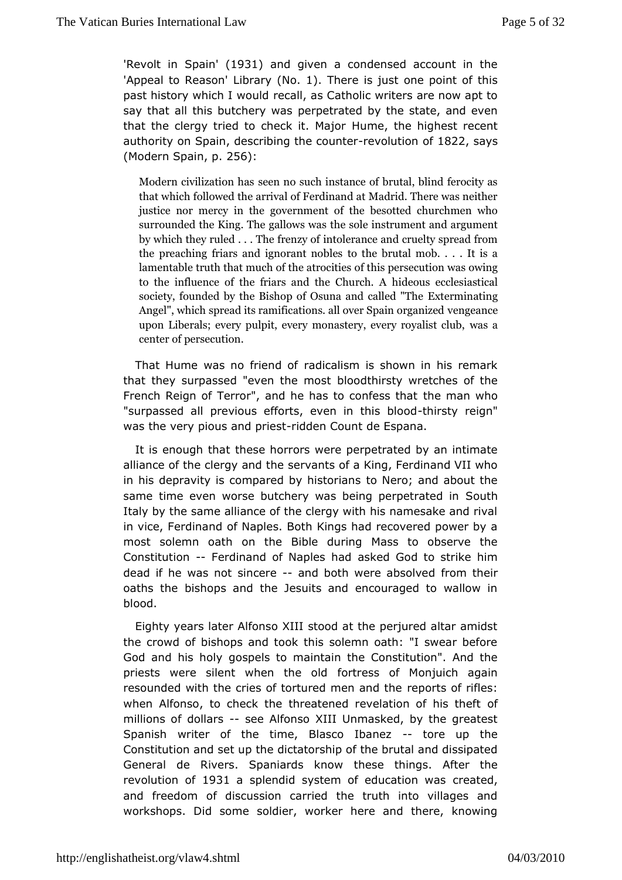'Revolt in Spain' (1931) and given a condensed account in the 'Appeal to Reason' Library (No. 1). There is just one point of this past history which I would recall, as Catholic writers are now apt to say that all this butchery was perpetrated by the state, and even that the clergy tried to check it. Major Hume, the highest recent authority on Spain, describing the counter-revolution of 1822, says (Modern Spain, p. 256):

> Modern civilization has seen no such instance of brutal, blind ferocity as that which followed the arrival of Ferdinand at Madrid. There was neither justice nor mercy in the government of the besotted churchmen who surrounded the King. The gallows was the sole instrument and argument by which they ruled . . . The frenzy of intolerance and cruelty spread from the preaching friars and ignorant nobles to the brutal mob. . . . It is a lamentable truth that much of the atrocities of this persecution was owing to the influence of the friars and the Church. A hideous ecclesiastical society, founded by the Bishop of Osuna and called "The Exterminating Angel", which spread its ramifications. all over Spain organized vengeance upon Liberals; every pulpit, every monastery, every royalist club, was a center of persecution.

That Hume was no friend of radicalism is shown in his remark that they surpassed "even the most bloodthirsty wretches of the French Reign of Terror", and he has to confess that the man who "surpassed all previous efforts, even in this blood-thirsty reign" was the very pious and priest-ridden Count de Espana.

It is enough that these horrors were perpetrated by an intimate alliance of the clergy and the servants of a King, Ferdinand VII who in his depravity is compared by historians to Nero; and about the same time even worse butchery was being perpetrated in South Italy by the same alliance of the clergy with his namesake and rival in vice, Ferdinand of Naples. Both Kings had recovered power by a most solemn oath on the Bible during Mass to observe the Constitution -- Ferdinand of Naples had asked God to strike him dead if he was not sincere -- and both were absolved from their oaths the bishops and the Jesuits and encouraged to wallow in blood.

Eighty years later Alfonso XIII stood at the perjured altar amidst the crowd of bishops and took this solemn oath: "I swear before God and his holy gospels to maintain the Constitution". And the priests were silent when the old fortress of Monjuich again resounded with the cries of tortured men and the reports of rifles: when Alfonso, to check the threatened revelation of his theft of millions of dollars -- see Alfonso XIII Unmasked, by the greatest Spanish writer of the time, Blasco Ibanez -- tore up the Constitution and set up the dictatorship of the brutal and dissipated General de Rivers. Spaniards know these things. After the revolution of 1931 a splendid system of education was created, and freedom of discussion carried the truth into villages and workshops. Did some soldier, worker here and there, knowing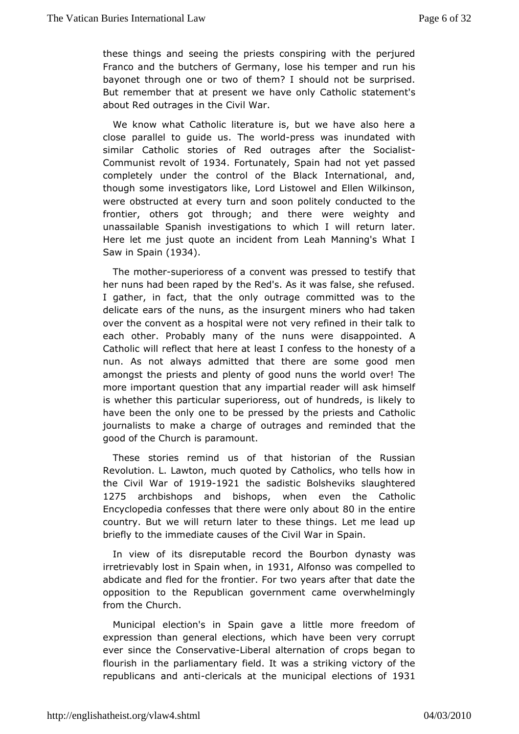these things and seeing the priests conspiring with the perjured Franco and the butchers of Germany, lose his temper and run his bayonet through one or two of them? I should not be surprised. But remember that at present we have only Catholic statement's about Red outrages in the Civil War.

We know what Catholic literature is, but we have also here a close parallel to guide us. The world-press was inundated with similar Catholic stories of Red outrages after the Socialist-Communist revolt of 1934. Fortunately, Spain had not yet passed completely under the control of the Black International, and, though some investigators like, Lord Listowel and Ellen Wilkinson, were obstructed at every turn and soon politely conducted to the frontier, others got through; and there were weighty and unassailable Spanish investigations to which I will return later. Here let me just quote an incident from Leah Manning's What I Saw in Spain (1934).

The mother-superioress of a convent was pressed to testify that her nuns had been raped by the Red's. As it was false, she refused. I gather, in fact, that the only outrage committed was to the delicate ears of the nuns, as the insurgent miners who had taken over the convent as a hospital were not very refined in their talk to each other. Probably many of the nuns were disappointed. A Catholic will reflect that here at least I confess to the honesty of a nun. As not always admitted that there are some good men amongst the priests and plenty of good nuns the world over! The more important question that any impartial reader will ask himself is whether this particular superioress, out of hundreds, is likely to have been the only one to be pressed by the priests and Catholic journalists to make a charge of outrages and reminded that the good of the Church is paramount.

These stories remind us of that historian of the Russian Revolution. L. Lawton, much quoted by Catholics, who tells how in the Civil War of 1919-1921 the sadistic Bolsheviks slaughtered 1275 archbishops and bishops, when even the Catholic Encyclopedia confesses that there were only about 80 in the entire country. But we will return later to these things. Let me lead up briefly to the immediate causes of the Civil War in Spain.

In view of its disreputable record the Bourbon dynasty was irretrievably lost in Spain when, in 1931, Alfonso was compelled to abdicate and fled for the frontier. For two years after that date the opposition to the Republican government came overwhelmingly from the Church.

Municipal election's in Spain gave a little more freedom of expression than general elections, which have been very corrupt ever since the Conservative-Liberal alternation of crops began to flourish in the parliamentary field. It was a striking victory of the republicans and anti-clericals at the municipal elections of 1931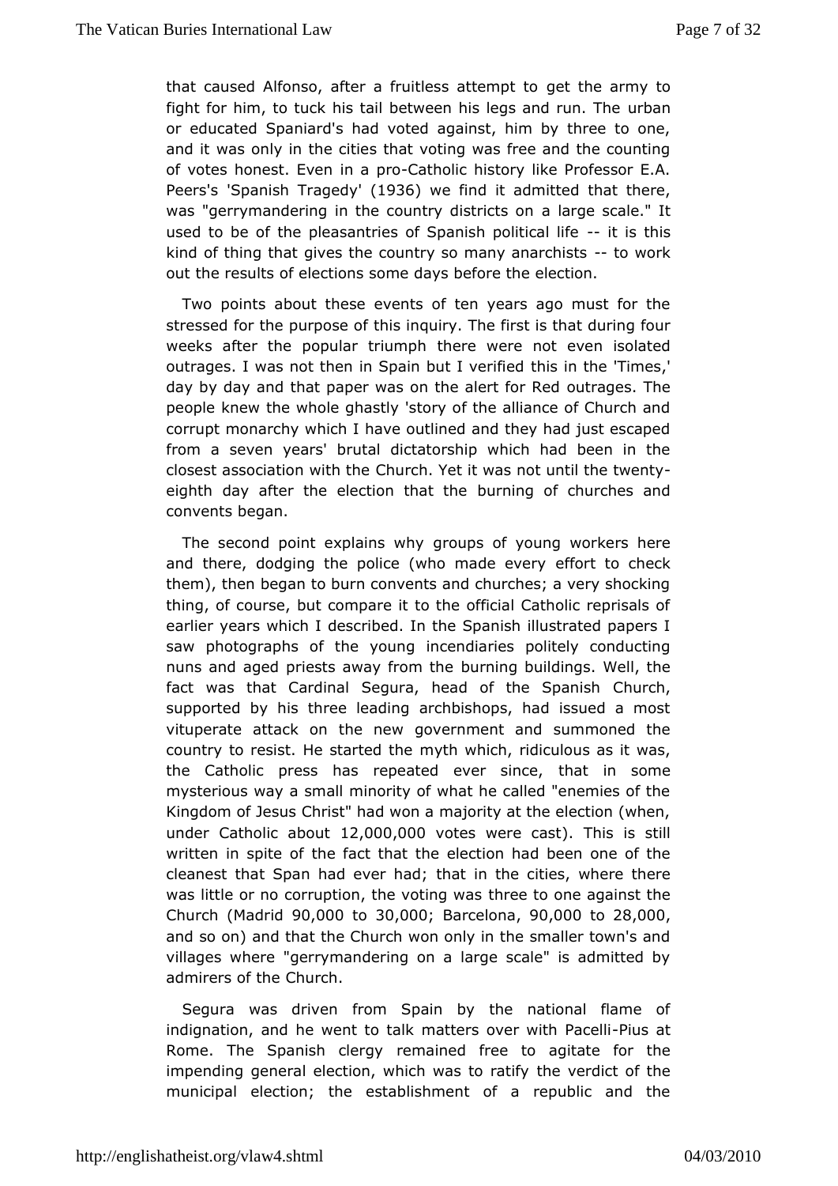that caused Alfonso, after a fruitless attempt to get the army to fight for him, to tuck his tail between his legs and run. The urban or educated Spaniard's had voted against, him by three to one, and it was only in the cities that voting was free and the counting of votes honest. Even in a pro-Catholic history like Professor E.A. Peers's 'Spanish Tragedy' (1936) we find it admitted that there, was "gerrymandering in the country districts on a large scale." It used to be of the pleasantries of Spanish political life -- it is this kind of thing that gives the country so many anarchists -- to work out the results of elections some days before the election.

Two points about these events of ten years ago must for the stressed for the purpose of this inquiry. The first is that during four weeks after the popular triumph there were not even isolated outrages. I was not then in Spain but I verified this in the 'Times,' day by day and that paper was on the alert for Red outrages. The people knew the whole ghastly 'story of the alliance of Church and corrupt monarchy which I have outlined and they had just escaped from a seven years' brutal dictatorship which had been in the closest association with the Church. Yet it was not until the twenty-eighth day after the election that the burning of churches and convents began.

The second point explains why groups of young workers here and there, dodging the police (who made every effort to check them), then began to burn convents and churches; a very shocking thing, of course, but compare it to the official Catholic reprisals of earlier years which I described. In the Spanish illustrated papers I saw photographs of the young incendiaries politely conducting nuns and aged priests away from the burning buildings. Well, the fact was that Cardinal Segura, head of the Spanish Church, supported by his three leading archbishops, had issued a most vituperate attack on the new government and summoned the country to resist. He started the myth which, ridiculous as it was, the Catholic press has repeated ever since, that in some mysterious way a small minority of what he called "enemies of the Kingdom of Jesus Christ" had won a majority at the election (when, under Catholic about 12,000,000 votes were cast). This is still written in spite of the fact that the election had been one of the cleanest that Span had ever had; that in the cities, where there was little or no corruption, the voting was three to one against the Church (Madrid 90,000 to 30,000; Barcelona, 90,000 to 28,000, and so on) and that the Church won only in the smaller town's and villages where "gerrymandering on a large scale" is admitted by admirers of the Church.

Segura was driven from Spain by the national flame of indignation, and he went to talk matters over with Pacelli-Pius at Rome. The Spanish clergy remained free to agitate for the impending general election, which was to ratify the verdict of the municipal election; the establishment of a republic and the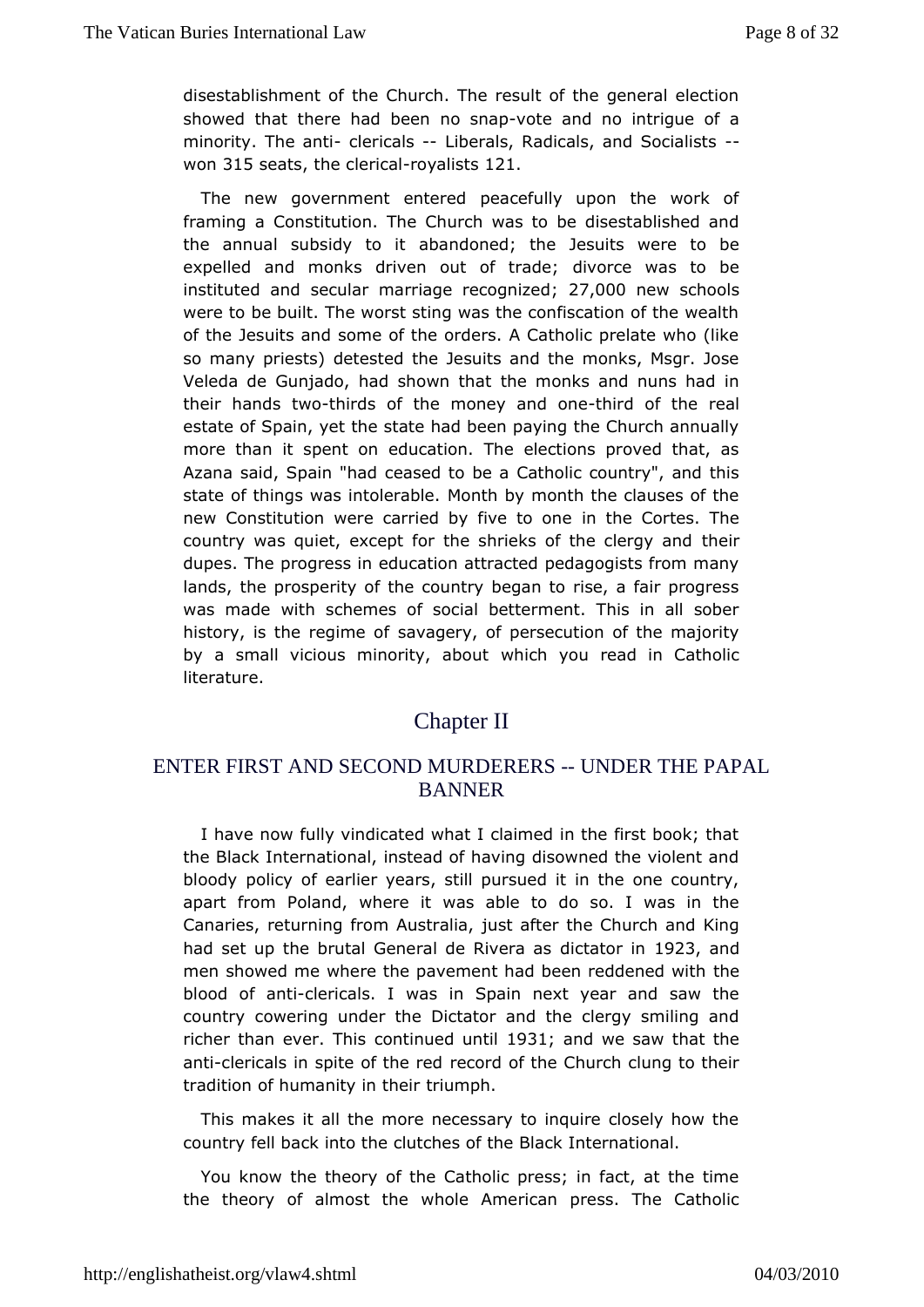disestablishment of the Church. The result of the general election showed that there had been no snap-vote and no intrigue of a minority. The anti- clericals -- Liberals, Radicals, and Socialists -- won 315 seats, the clerical-royalists 121.

The new government entered peacefully upon the work of framing a Constitution. The Church was to be disestablished and the annual subsidy to it abandoned; the Jesuits were to be expelled and monks driven out of trade; divorce was to be instituted and secular marriage recognized; 27,000 new schools were to be built. The worst sting was the confiscation of the wealth of the Jesuits and some of the orders. A Catholic prelate who (like so many priests) detested the Jesuits and the monks, Msgr. Jose Veleda de Gunjado, had shown that the monks and nuns had in their hands two-thirds of the money and one-third of the real estate of Spain, yet the state had been paying the Church annually more than it spent on education. The elections proved that, as Azana said, Spain "had ceased to be a Catholic country", and this state of things was intolerable. Month by month the clauses of the new Constitution were carried by five to one in the Cortes. The country was quiet, except for the shrieks of the clergy and their dupes. The progress in education attracted pedagogists from many lands, the prosperity of the country began to rise, a fair progress was made with schemes of social betterment. This in all sober history, is the regime of savagery, of persecution of the majority by a small vicious minority, about which you read in Catholic literature.

# Chapter II

## ENTER FIRST AND SECOND MURDERERS -- UNDER THE PAPAL BANNER

I have now fully vindicated what I claimed in the first book; that the Black International, instead of having disowned the violent and bloody policy of earlier years, still pursued it in the one country, apart from Poland, where it was able to do so. I was in the Canaries, returning from Australia, just after the Church and King had set up the brutal General de Rivera as dictator in 1923, and men showed me where the pavement had been reddened with the blood of anti-clericals. I was in Spain next year and saw the country cowering under the Dictator and the clergy smiling and richer than ever. This continued until 1931; and we saw that the anti-clericals in spite of the red record of the Church clung to their tradition of humanity in their triumph.

This makes it all the more necessary to inquire closely how the country fell back into the clutches of the Black International.

You know the theory of the Catholic press; in fact, at the time the theory of almost the whole American press. The Catholic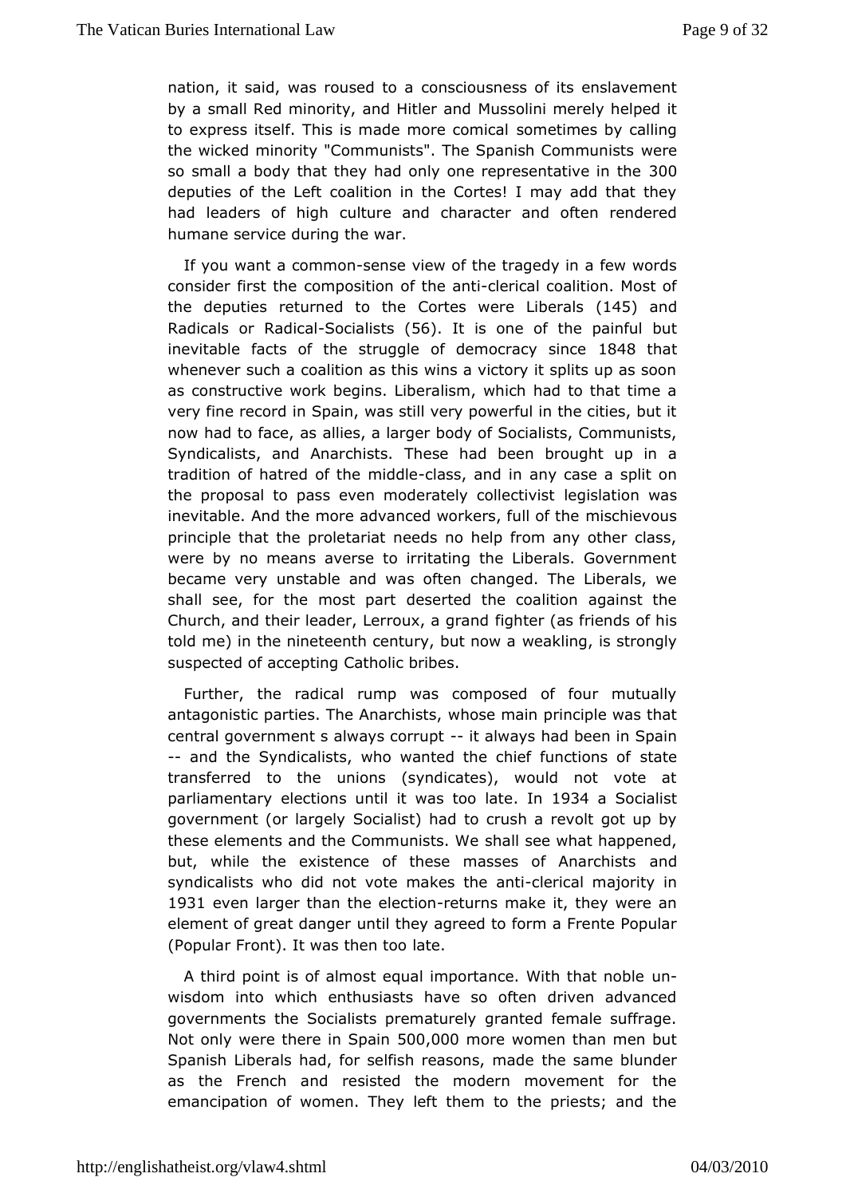nation, it said, was roused to a consciousness of its enslavement by a small Red minority, and Hitler and Mussolini merely helped it to express itself. This is made more comical sometimes by calling the wicked minority "Communists". The Spanish Communists were so small a body that they had only one representative in the 300 deputies of the Left coalition in the Cortes! I may add that they had leaders of high culture and character and often rendered humane service during the war.

If you want a common-sense view of the tragedy in a few words consider first the composition of the anti-clerical coalition. Most of the deputies returned to the Cortes were Liberals (145) and Radicals or Radical-Socialists (56). It is one of the painful but inevitable facts of the struggle of democracy since 1848 that whenever such a coalition as this wins a victory it splits up as soon as constructive work begins. Liberalism, which had to that time a very fine record in Spain, was still very powerful in the cities, but it now had to face, as allies, a larger body of Socialists, Communists, Syndicalists, and Anarchists. These had been brought up in a tradition of hatred of the middle-class, and in any case a split on the proposal to pass even moderately collectivist legislation was inevitable. And the more advanced workers, full of the mischievous principle that the proletariat needs no help from any other class, were by no means averse to irritating the Liberals. Government became very unstable and was often changed. The Liberals, we shall see, for the most part deserted the coalition against the Church, and their leader, Lerroux, a grand fighter (as friends of his told me) in the nineteenth century, but now a weakling, is strongly suspected of accepting Catholic bribes.

Further, the radical rump was composed of four mutually antagonistic parties. The Anarchists, whose main principle was that central government s always corrupt -- it always had been in Spain -- and the Syndicalists, who wanted the chief functions of state transferred to the unions (syndicates), would not vote at parliamentary elections until it was too late. In 1934 a Socialist government (or largely Socialist) had to crush a revolt got up by these elements and the Communists. We shall see what happened, but, while the existence of these masses of Anarchists and syndicalists who did not vote makes the anti-clerical majority in 1931 even larger than the election-returns make it, they were an element of great danger until they agreed to form a Frente Popular (Popular Front). It was then too late.

A third point is of almost equal importance. With that noble un-wisdom into which enthusiasts have so often driven advanced governments the Socialists prematurely granted female suffrage. Not only were there in Spain 500,000 more women than men but Spanish Liberals had, for selfish reasons, made the same blunder as the French and resisted the modern movement for the emancipation of women. They left them to the priests; and the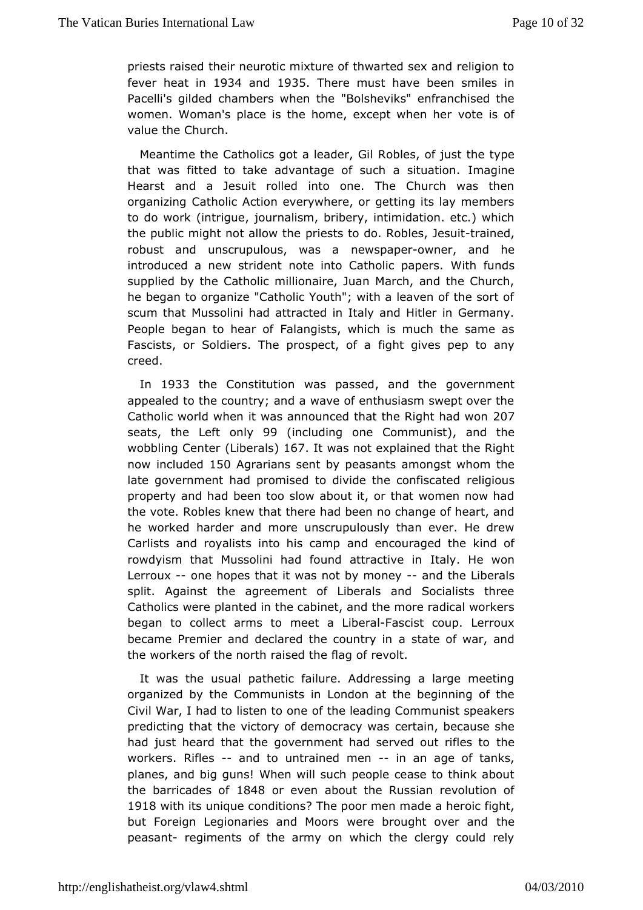priests raised their neurotic mixture of thwarted sex and religion to fever heat in 1934 and 1935. There must have been smiles in Pacelli's gilded chambers when the "Bolsheviks" enfranchised the women. Woman's place is the home, except when her vote is of value the Church.

Meantime the Catholics got a leader, Gil Robles, of just the type that was fitted to take advantage of such a situation. Imagine Hearst and a Jesuit rolled into one. The Church was then organizing Catholic Action everywhere, or getting its lay members to do work (intrigue, journalism, bribery, intimidation. etc.) which the public might not allow the priests to do. Robles, Jesuit-trained, robust and unscrupulous, was a newspaper-owner, and he introduced a new strident note into Catholic papers. With funds supplied by the Catholic millionaire, Juan March, and the Church, he began to organize "Catholic Youth"; with a leaven of the sort of scum that Mussolini had attracted in Italy and Hitler in Germany. People began to hear of Falangists, which is much the same as Fascists, or Soldiers. The prospect, of a fight gives pep to any creed.

In 1933 the Constitution was passed, and the government appealed to the country; and a wave of enthusiasm swept over the Catholic world when it was announced that the Right had won 207 seats, the Left only 99 (including one Communist), and the wobbling Center (Liberals) 167. It was not explained that the Right now included 150 Agrarians sent by peasants amongst whom the late government had promised to divide the confiscated religious property and had been too slow about it, or that women now had the vote. Robles knew that there had been no change of heart, and he worked harder and more unscrupulously than ever. He drew Carlists and royalists into his camp and encouraged the kind of rowdyism that Mussolini had found attractive in Italy. He won Lerroux -- one hopes that it was not by money -- and the Liberals split. Against the agreement of Liberals and Socialists three Catholics were planted in the cabinet, and the more radical workers began to collect arms to meet a Liberal-Fascist coup. Lerroux became Premier and declared the country in a state of war, and the workers of the north raised the flag of revolt.

It was the usual pathetic failure. Addressing a large meeting organized by the Communists in London at the beginning of the Civil War, I had to listen to one of the leading Communist speakers predicting that the victory of democracy was certain, because she had just heard that the government had served out rifles to the workers. Rifles -- and to untrained men -- in an age of tanks, planes, and big guns! When will such people cease to think about the barricades of 1848 or even about the Russian revolution of 1918 with its unique conditions? The poor men made a heroic fight, but Foreign Legionaries and Moors were brought over and the peasant- regiments of the army on which the clergy could rely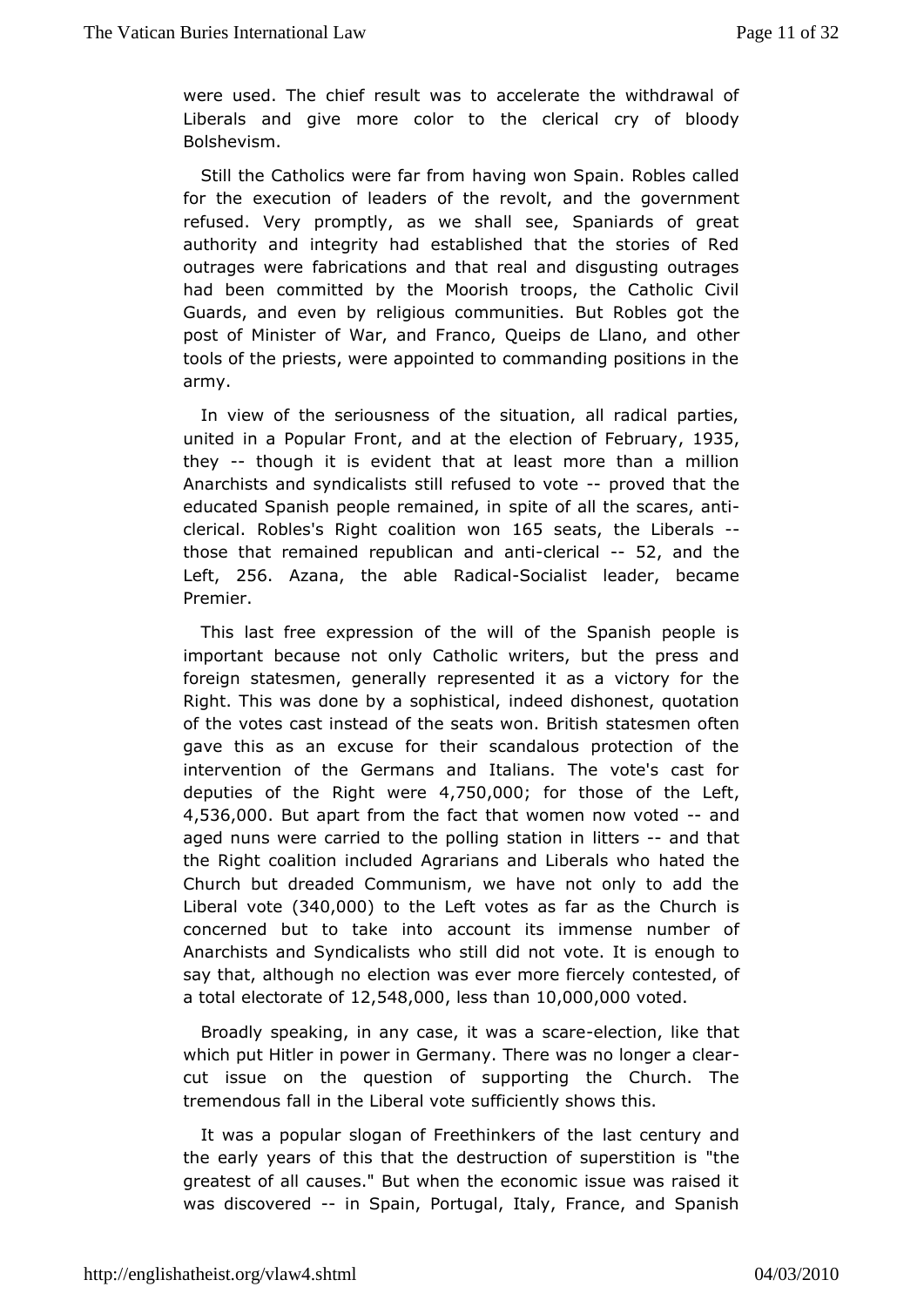were used. The chief result was to accelerate the withdrawal of Liberals and give more color to the clerical cry of bloody Bolshevism.

Still the Catholics were far from having won Spain. Robles called for the execution of leaders of the revolt, and the government refused. Very promptly, as we shall see, Spaniards of great authority and integrity had established that the stories of Red outrages were fabrications and that real and disgusting outrages had been committed by the Moorish troops, the Catholic Civil Guards, and even by religious communities. But Robles got the post of Minister of War, and Franco, Queips de Llano, and other tools of the priests, were appointed to commanding positions in the army.

In view of the seriousness of the situation, all radical parties, united in a Popular Front, and at the election of February, 1935, they -- though it is evident that at least more than a million Anarchists and syndicalists still refused to vote -- proved that the educated Spanish people remained, in spite of all the scares, anti-clerical. Robles's Right coalition won 165 seats, the Liberals -- those that remained republican and anti-clerical -- 52, and the Left, 256. Azana, the able Radical-Socialist leader, became Premier.

This last free expression of the will of the Spanish people is important because not only Catholic writers, but the press and foreign statesmen, generally represented it as a victory for the Right. This was done by a sophistical, indeed dishonest, quotation of the votes cast instead of the seats won. British statesmen often gave this as an excuse for their scandalous protection of the intervention of the Germans and Italians. The vote's cast for deputies of the Right were 4,750,000; for those of the Left, 4,536,000. But apart from the fact that women now voted -- and aged nuns were carried to the polling station in litters -- and that the Right coalition included Agrarians and Liberals who hated the Church but dreaded Communism, we have not only to add the Liberal vote (340,000) to the Left votes as far as the Church is concerned but to take into account its immense number of Anarchists and Syndicalists who still did not vote. It is enough to say that, although no election was ever more fiercely contested, of a total electorate of 12,548,000, less than 10,000,000 voted.

Broadly speaking, in any case, it was a scare-election, like that which put Hitler in power in Germany. There was no longer a clear-cut issue on the question of supporting the Church. The tremendous fall in the Liberal vote sufficiently shows this.

It was a popular slogan of Freethinkers of the last century and the early years of this that the destruction of superstition is "the greatest of all causes." But when the economic issue was raised it was discovered -- in Spain, Portugal, Italy, France, and Spanish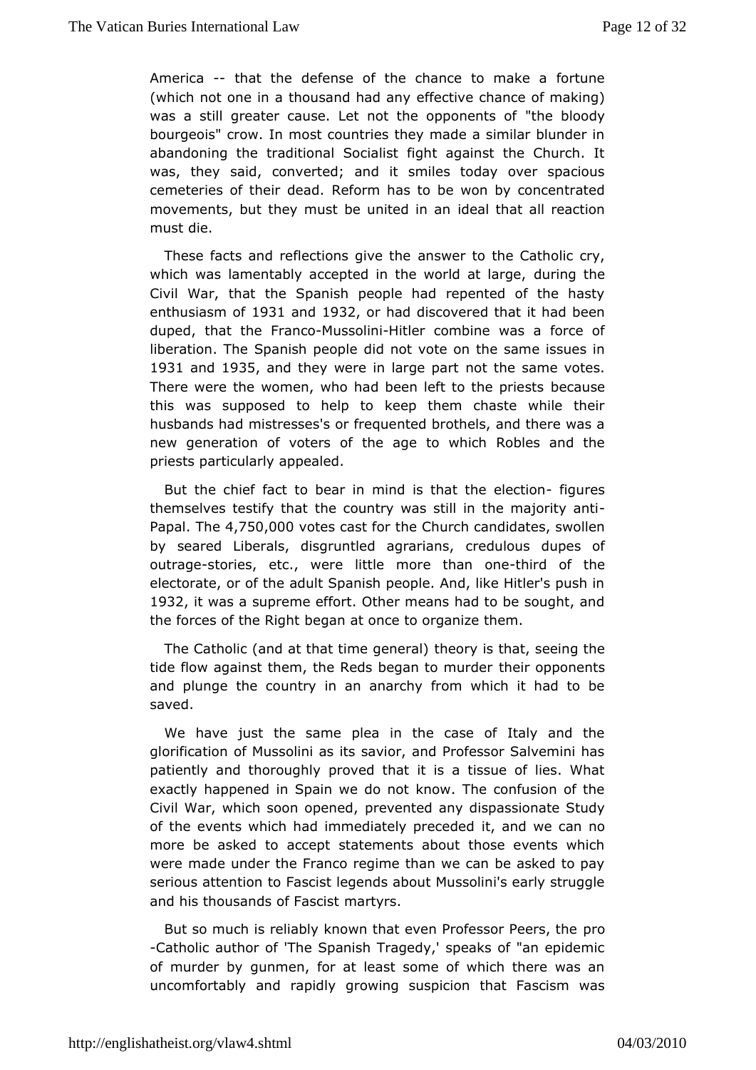America -- that the defense of the chance to make a fortune (which not one in a thousand had any effective chance of making) was a still greater cause. Let not the opponents of "the bloody bourgeois" crow. In most countries they made a similar blunder in abandoning the traditional Socialist fight against the Church. It was, they said, converted; and it smiles today over spacious cemeteries of their dead. Reform has to be won by concentrated movements, but they must be united in an ideal that all reaction must die.

These facts and reflections give the answer to the Catholic cry, which was lamentably accepted in the world at large, during the Civil War, that the Spanish people had repented of the hasty enthusiasm of 1931 and 1932, or had discovered that it had been duped, that the Franco-Mussolini-Hitler combine was a force of liberation. The Spanish people did not vote on the same issues in 1931 and 1935, and they were in large part not the same votes. There were the women, who had been left to the priests because this was supposed to help to keep them chaste while their husbands had mistresses's or frequented brothels, and there was a new generation of voters of the age to which Robles and the priests particularly appealed.

But the chief fact to bear in mind is that the election- figures themselves testify that the country was still in the majority anti-Papal. The 4,750,000 votes cast for the Church candidates, swollen by seared Liberals, disgruntled agrarians, credulous dupes of outrage-stories, etc., were little more than one-third of the electorate, or of the adult Spanish people. And, like Hitler's push in 1932, it was a supreme effort. Other means had to be sought, and the forces of the Right began at once to organize them.

The Catholic (and at that time general) theory is that, seeing the tide flow against them, the Reds began to murder their opponents and plunge the country in an anarchy from which it had to be saved.

We have just the same plea in the case of Italy and the glorification of Mussolini as its savior, and Professor Salvemini has patiently and thoroughly proved that it is a tissue of lies. What exactly happened in Spain we do not know. The confusion of the Civil War, which soon opened, prevented any dispassionate Study of the events which had immediately preceded it, and we can no more be asked to accept statements about those events which were made under the Franco regime than we can be asked to pay serious attention to Fascist legends about Mussolini's early struggle and his thousands of Fascist martyrs.

But so much is reliably known that even Professor Peers, the pro-Catholic author of 'The Spanish Tragedy,' speaks of "an epidemic of murder by gunmen, for at least some of which there was an uncomfortably and rapidly growing suspicion that Fascism was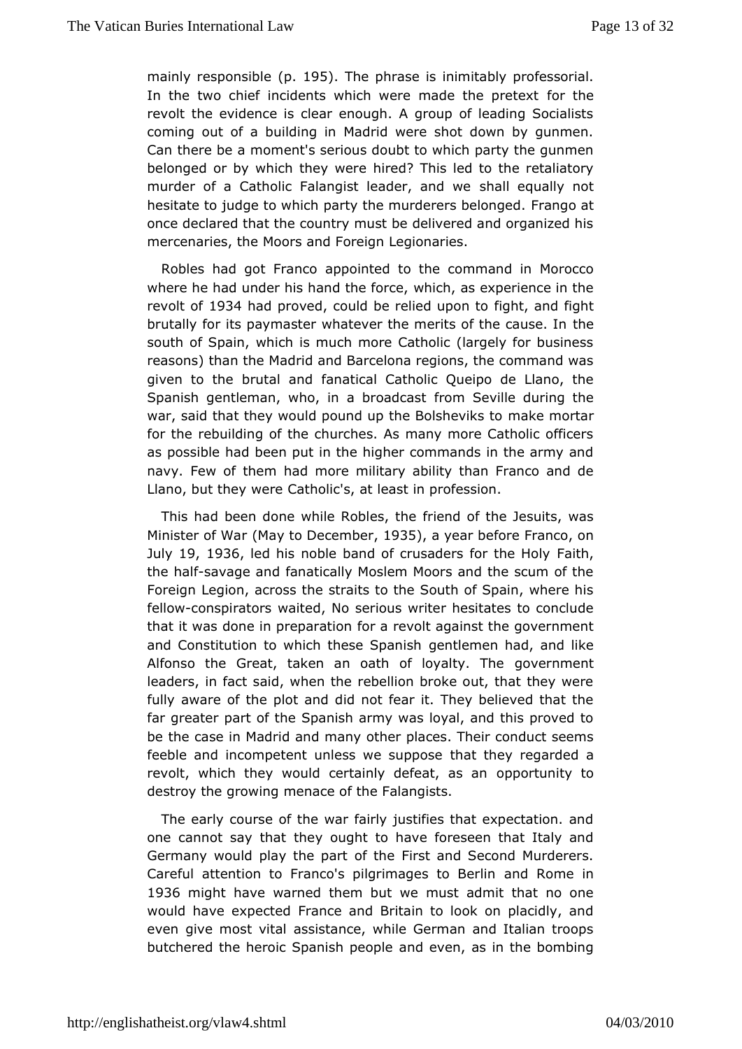mainly responsible (p. 195). The phrase is inimitably professorial. In the two chief incidents which were made the pretext for the revolt the evidence is clear enough. A group of leading Socialists coming out of a building in Madrid were shot down by gunmen. Can there be a moment's serious doubt to which party the gunmen belonged or by which they were hired? This led to the retaliatory murder of a Catholic Falangist leader, and we shall equally not hesitate to judge to which party the murderers belonged. Frango at once declared that the country must be delivered and organized his mercenaries, the Moors and Foreign Legionaries.

Robles had got Franco appointed to the command in Morocco where he had under his hand the force, which, as experience in the revolt of 1934 had proved, could be relied upon to fight, and fight brutally for its paymaster whatever the merits of the cause. In the south of Spain, which is much more Catholic (largely for business reasons) than the Madrid and Barcelona regions, the command was given to the brutal and fanatical Catholic Queipo de Llano, the Spanish gentleman, who, in a broadcast from Seville during the war, said that they would pound up the Bolsheviks to make mortar for the rebuilding of the churches. As many more Catholic officers as possible had been put in the higher commands in the army and navy. Few of them had more military ability than Franco and de Llano, but they were Catholic's, at least in profession.

This had been done while Robles, the friend of the Jesuits, was Minister of War (May to December, 1935), a year before Franco, on July 19, 1936, led his noble band of crusaders for the Holy Faith, the half-savage and fanatically Moslem Moors and the scum of the Foreign Legion, across the straits to the South of Spain, where his fellow-conspirators waited, No serious writer hesitates to conclude that it was done in preparation for a revolt against the government and Constitution to which these Spanish gentlemen had, and like Alfonso the Great, taken an oath of loyalty. The government leaders, in fact said, when the rebellion broke out, that they were fully aware of the plot and did not fear it. They believed that the far greater part of the Spanish army was loyal, and this proved to be the case in Madrid and many other places. Their conduct seems feeble and incompetent unless we suppose that they regarded a revolt, which they would certainly defeat, as an opportunity to destroy the growing menace of the Falangists.

The early course of the war fairly justifies that expectation. and one cannot say that they ought to have foreseen that Italy and Germany would play the part of the First and Second Murderers. Careful attention to Franco's pilgrimages to Berlin and Rome in 1936 might have warned them but we must admit that no one would have expected France and Britain to look on placidly, and even give most vital assistance, while German and Italian troops butchered the heroic Spanish people and even, as in the bombing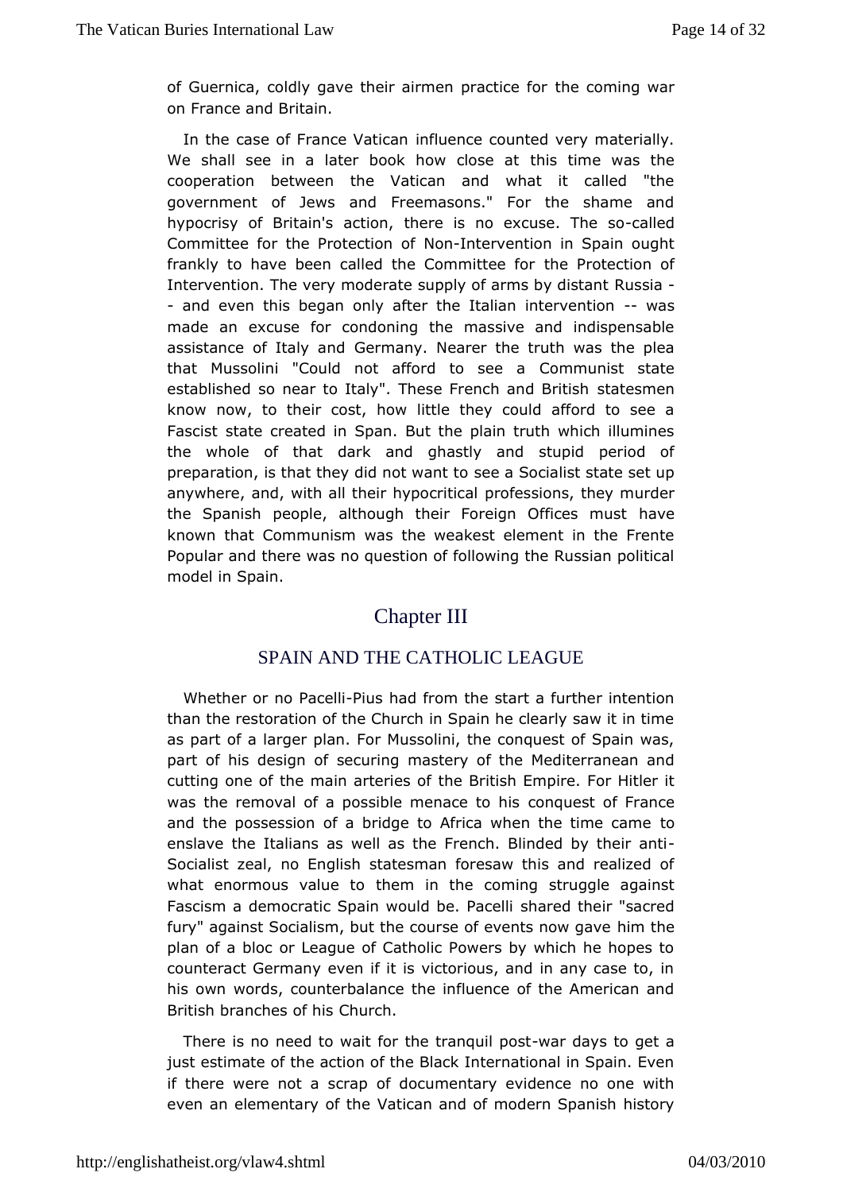of Guernica, coldly gave their airmen practice for the coming war on France and Britain.

In the case of France Vatican influence counted very materially. We shall see in a later book how close at this time was the cooperation between the Vatican and what it called "the government of Jews and Freemasons." For the shame and hypocrisy of Britain's action, there is no excuse. The so-called Committee for the Protection of Non-Intervention in Spain ought frankly to have been called the Committee for the Protection of Intervention. The very moderate supply of arms by distant Russia -- and even this began only after the Italian intervention -- was made an excuse for condoning the massive and indispensable assistance of Italy and Germany. Nearer the truth was the plea that Mussolini "Could not afford to see a Communist state established so near to Italy". These French and British statesmen know now, to their cost, how little they could afford to see a Fascist state created in Span. But the plain truth which illumines the whole of that dark and ghastly and stupid period of preparation, is that they did not want to see a Socialist state set up anywhere, and, with all their hypocritical professions, they murder the Spanish people, although their Foreign Offices must have known that Communism was the weakest element in the Frente Popular and there was no question of following the Russian political model in Spain.

## Chapter III

### SPAIN AND THE CATHOLIC LEAGUE

Whether or no Pacelli-Pius had from the start a further intention than the restoration of the Church in Spain he clearly saw it in time as part of a larger plan. For Mussolini, the conquest of Spain was, part of his design of securing mastery of the Mediterranean and cutting one of the main arteries of the British Empire. For Hitler it was the removal of a possible menace to his conquest of France and the possession of a bridge to Africa when the time came to enslave the Italians as well as the French. Blinded by their anti-Socialist zeal, no English statesman foresaw this and realized of what enormous value to them in the coming struggle against Fascism a democratic Spain would be. Pacelli shared their "sacred fury" against Socialism, but the course of events now gave him the plan of a bloc or League of Catholic Powers by which he hopes to counteract Germany even if it is victorious, and in any case to, in his own words, counterbalance the influence of the American and British branches of his Church.

There is no need to wait for the tranquil post-war days to get a just estimate of the action of the Black International in Spain. Even if there were not a scrap of documentary evidence no one with even an elementary of the Vatican and of modern Spanish history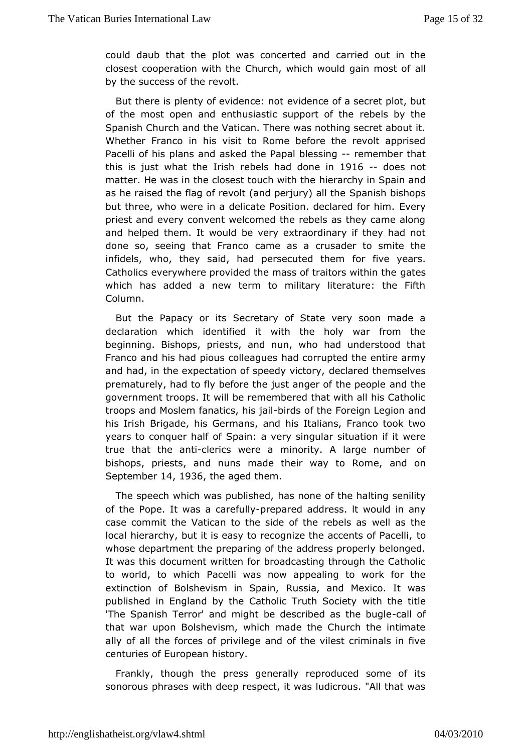could daub that the plot was concerted and carried out in the closest cooperation with the Church, which would gain most of all by the success of the revolt.

But there is plenty of evidence: not evidence of a secret plot, but of the most open and enthusiastic support of the rebels by the Spanish Church and the Vatican. There was nothing secret about it. Whether Franco in his visit to Rome before the revolt apprised Pacelli of his plans and asked the Papal blessing -- remember that this is just what the Irish rebels had done in 1916 -- does not matter. He was in the closest touch with the hierarchy in Spain and as he raised the flag of revolt (and perjury) all the Spanish bishops but three, who were in a delicate Position. declared for him. Every priest and every convent welcomed the rebels as they came along and helped them. It would be very extraordinary if they had not done so, seeing that Franco came as a crusader to smite the infidels, who, they said, had persecuted them for five years. Catholics everywhere provided the mass of traitors within the gates which has added a new term to military literature: the Fifth Column.

But the Papacy or its Secretary of State very soon made a declaration which identified it with the holy war from the beginning. Bishops, priests, and nun, who had understood that Franco and his had pious colleagues had corrupted the entire army and had, in the expectation of speedy victory, declared themselves prematurely, had to fly before the just anger of the people and the government troops. It will be remembered that with all his Catholic troops and Moslem fanatics, his jail-birds of the Foreign Legion and his Irish Brigade, his Germans, and his Italians, Franco took two years to conquer half of Spain: a very singular situation if it were true that the anti-clerics were a minority. A large number of bishops, priests, and nuns made their way to Rome, and on September 14, 1936, the aged them.

The speech which was published, has none of the halting senility of the Pope. It was a carefully-prepared address. It would in any case commit the Vatican to the side of the rebels as well as the local hierarchy, but it is easy to recognize the accents of Pacelli, to whose department the preparing of the address properly belonged. It was this document written for broadcasting through the Catholic to world, to which Pacelli was now appealing to work for the extinction of Bolshevism in Spain, Russia, and Mexico. It was published in England by the Catholic Truth Society with the title 'The Spanish Terror' and might be described as the bugle-call of that war upon Bolshevism, which made the Church the intimate ally of all the forces of privilege and of the vilest criminals in five centuries of European history.

Frankly, though the press generally reproduced some of its sonorous phrases with deep respect, it was ludicrous. "All that was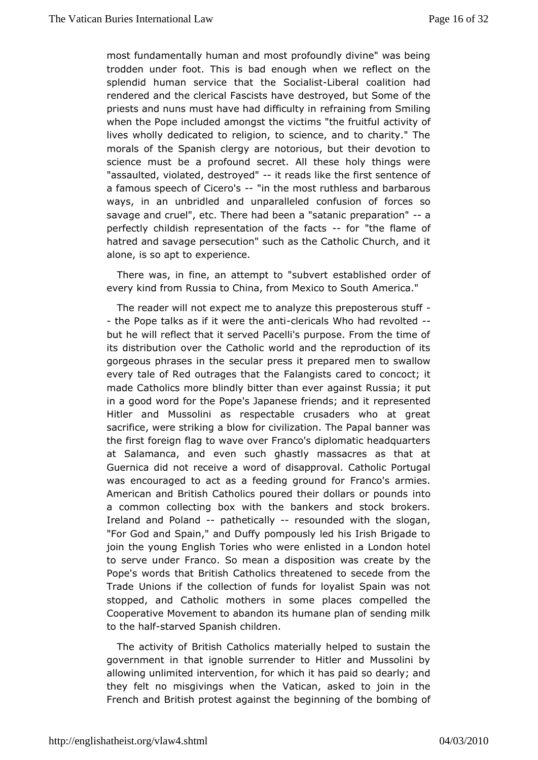most fundamentally human and most profoundly divine" was being trodden under foot. This is bad enough when we reflect on the splendid human service that the Socialist-Liberal coalition had rendered and the clerical Fascists have destroyed, but Some of the priests and nuns must have had difficulty in refraining from Smiling when the Pope included amongst the victims "the fruitful activity of lives wholly dedicated to religion, to science, and to charity." The morals of the Spanish clergy are notorious, but their devotion to science must be a profound secret. All these holy things were "assaulted, violated, destroyed" -- it reads like the first sentence of a famous speech of Cicero's -- "in the most ruthless and barbarous ways, in an unbridled and unparalleled confusion of forces so savage and cruel", etc. There had been a "satanic preparation" -- a perfectly childish representation of the facts -- for "the flame of hatred and savage persecution" such as the Catholic Church, and it alone, is so apt to experience.

There was, in fine, an attempt to "subvert established order of every kind from Russia to China, from Mexico to South America."

The reader will not expect me to analyze this preposterous stuff -- the Pope talks as if it were the anti-clericals Who had revolted -- but he will reflect that it served Pacelli's purpose. From the time of its distribution over the Catholic world and the reproduction of its gorgeous phrases in the secular press it prepared men to swallow every tale of Red outrages that the Falangists cared to concoct; it made Catholics more blindly bitter than ever against Russia; it put in a good word for the Pope's Japanese friends; and it represented Hitler and Mussolini as respectable crusaders who at great sacrifice, were striking a blow for civilization. The Papal banner was the first foreign flag to wave over Franco's diplomatic headquarters at Salamanca, and even such ghastly massacres as that at Guernica did not receive a word of disapproval. Catholic Portugal was encouraged to act as a feeding ground for Franco's armies. American and British Catholics poured their dollars or pounds into a common collecting box with the bankers and stock brokers. Ireland and Poland -- pathetically -- resounded with the slogan, "For God and Spain," and Duffy pompously led his Irish Brigade to join the young English Tories who were enlisted in a London hotel to serve under Franco. So mean a disposition was create by the Pope's words that British Catholics threatened to secede from the Trade Unions if the collection of funds for loyalist Spain was not stopped, and Catholic mothers in some places compelled the Cooperative Movement to abandon its humane plan of sending milk to the half-starved Spanish children.

The activity of British Catholics materially helped to sustain the government in that ignoble surrender to Hitler and Mussolini by allowing unlimited intervention, for which it has paid so dearly; and they felt no misgivings when the Vatican, asked to join in the French and British protest against the beginning of the bombing of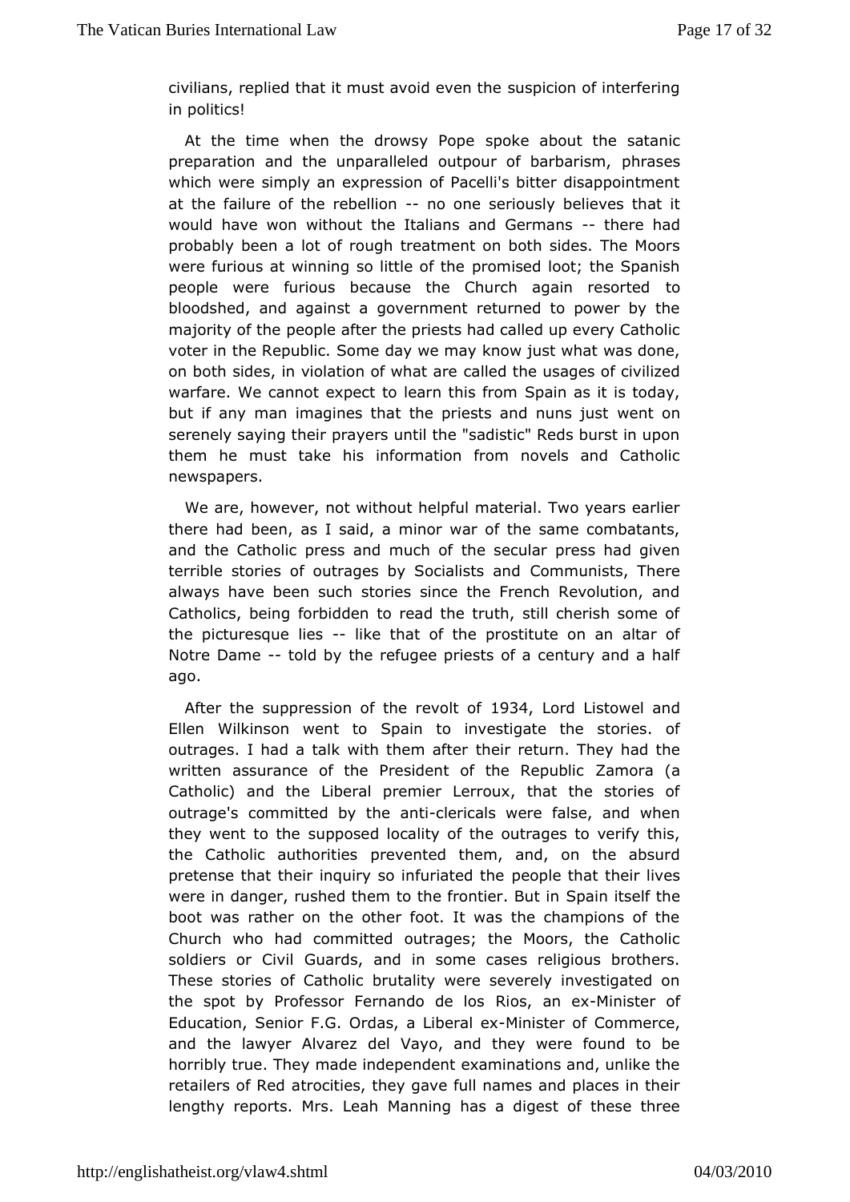civilians, replied that it must avoid even the suspicion of interfering in politics!

At the time when the drowsy Pope spoke about the satanic preparation and the unparalleled outpour of barbarism, phrases which were simply an expression of Pacelli's bitter disappointment at the failure of the rebellion -- no one seriously believes that it would have won without the Italians and Germans -- there had probably been a lot of rough treatment on both sides. The Moors were furious at winning so little of the promised loot; the Spanish people were furious because the Church again resorted to bloodshed, and against a government returned to power by the majority of the people after the priests had called up every Catholic voter in the Republic. Some day we may know just what was done, on both sides, in violation of what are called the usages of civilized warfare. We cannot expect to learn this from Spain as it is today, but if any man imagines that the priests and nuns just went on serenely saying their prayers until the "sadistic" Reds burst in upon them he must take his information from novels and Catholic newspapers.

We are, however, not without helpful material. Two years earlier there had been, as I said, a minor war of the same combatants, and the Catholic press and much of the secular press had given terrible stories of outrages by Socialists and Communists, There always have been such stories since the French Revolution, and Catholics, being forbidden to read the truth, still cherish some of the picturesque lies -- like that of the prostitute on an altar of Notre Dame -- told by the refugee priests of a century and a half ago.

After the suppression of the revolt of 1934, Lord Listowel and Ellen Wilkinson went to Spain to investigate the stories. of outrages. I had a talk with them after their return. They had the written assurance of the President of the Republic Zamora (a Catholic) and the Liberal premier Lerroux, that the stories of outrage's committed by the anti-clericals were false, and when they went to the supposed locality of the outrages to verify this, the Catholic authorities prevented them, and, on the absurd pretense that their inquiry so infuriated the people that their lives were in danger, rushed them to the frontier. But in Spain itself the boot was rather on the other foot. It was the champions of the Church who had committed outrages; the Moors, the Catholic soldiers or Civil Guards, and in some cases religious brothers. These stories of Catholic brutality were severely investigated on the spot by Professor Fernando de los Rios, an ex-Minister of Education, Senior F.G. Ordas, a Liberal ex-Minister of Commerce, and the lawyer Alvarez del Vayo, and they were found to be horribly true. They made independent examinations and, unlike the retailers of Red atrocities, they gave full names and places in their lengthy reports. Mrs. Leah Manning has a digest of these three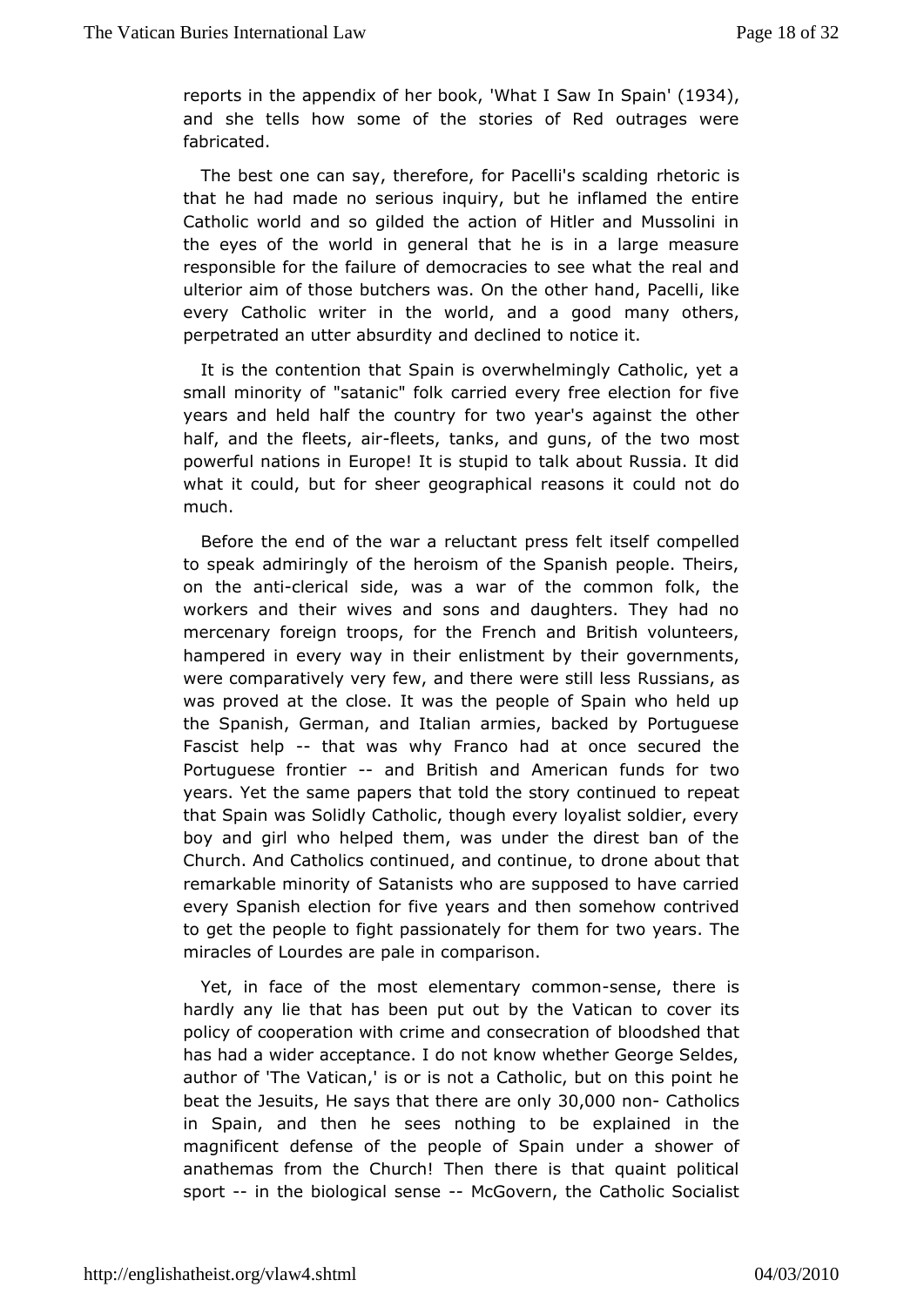reports in the appendix of her book, 'What I Saw In Spain' (1934), and she tells how some of the stories of Red outrages were fabricated.

The best one can say, therefore, for Pacelli's scalding rhetoric is that he had made no serious inquiry, but he inflamed the entire Catholic world and so gilded the action of Hitler and Mussolini in the eyes of the world in general that he is in a large measure responsible for the failure of democracies to see what the real and ulterior aim of those butchers was. On the other hand, Pacelli, like every Catholic writer in the world, and a good many others, perpetrated an utter absurdity and declined to notice it.

It is the contention that Spain is overwhelmingly Catholic, yet a small minority of "satanic" folk carried every free election for five years and held half the country for two year's against the other half, and the fleets, air-fleets, tanks, and guns, of the two most powerful nations in Europe! It is stupid to talk about Russia. It did what it could, but for sheer geographical reasons it could not do much.

Before the end of the war a reluctant press felt itself compelled to speak admiringly of the heroism of the Spanish people. Theirs, on the anti-clerical side, was a war of the common folk, the workers and their wives and sons and daughters. They had no mercenary foreign troops, for the French and British volunteers, hampered in every way in their enlistment by their governments, were comparatively very few, and there were still less Russians, as was proved at the close. It was the people of Spain who held up the Spanish, German, and Italian armies, backed by Portuguese Fascist help -- that was why Franco had at once secured the Portuguese frontier -- and British and American funds for two years. Yet the same papers that told the story continued to repeat that Spain was Solidly Catholic, though every loyalist soldier, every boy and girl who helped them, was under the direst ban of the Church. And Catholics continued, and continue, to drone about that remarkable minority of Satanists who are supposed to have carried every Spanish election for five years and then somehow contrived to get the people to fight passionately for them for two years. The miracles of Lourdes are pale in comparison.

Yet, in face of the most elementary common-sense, there is hardly any lie that has been put out by the Vatican to cover its policy of cooperation with crime and consecration of bloodshed that has had a wider acceptance. I do not know whether George Seldes, author of 'The Vatican,' is or is not a Catholic, but on this point he beat the Jesuits, He says that there are only 30,000 non- Catholics in Spain, and then he sees nothing to be explained in the magnificent defense of the people of Spain under a shower of anathemas from the Church! Then there is that quaint political sport -- in the biological sense -- McGovern, the Catholic Socialist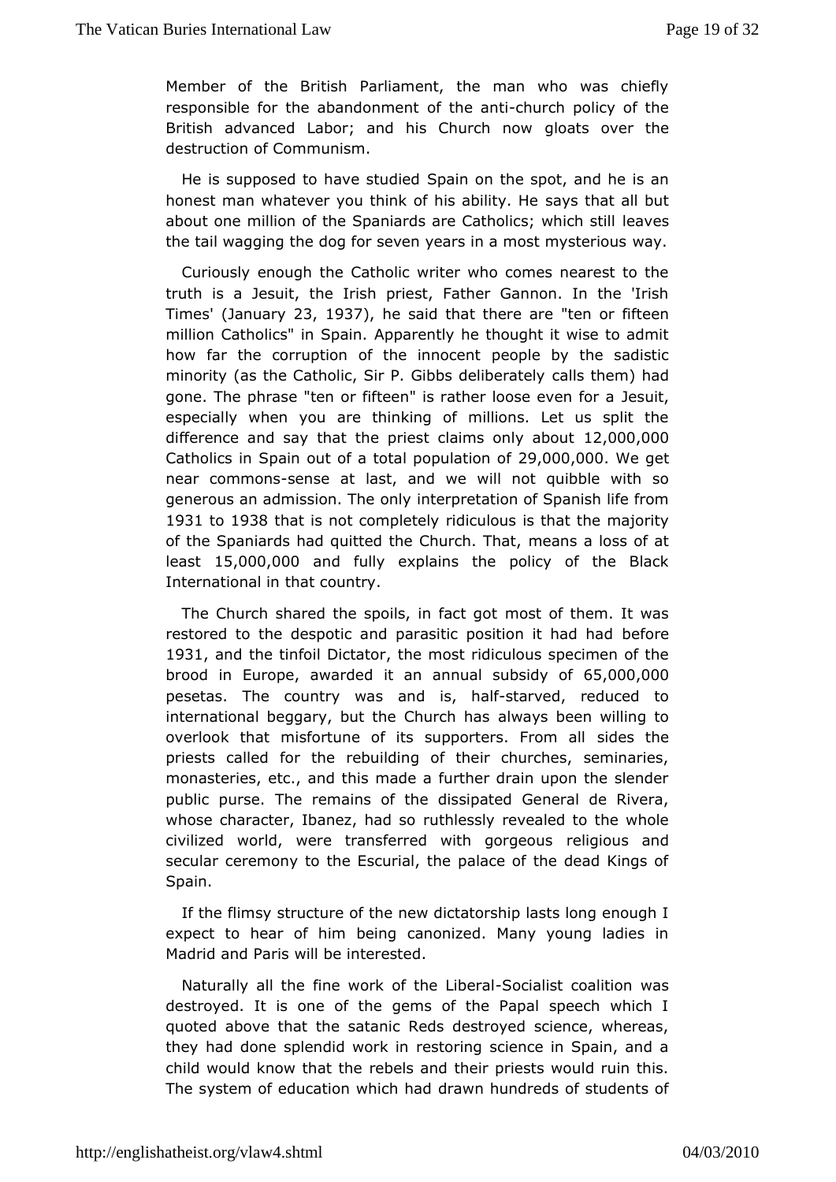Member of the British Parliament, the man who was chiefly responsible for the abandonment of the anti-church policy of the British advanced Labor; and his Church now gloats over the destruction of Communism.

He is supposed to have studied Spain on the spot, and he is an honest man whatever you think of his ability. He says that all but about one million of the Spaniards are Catholics; which still leaves the tail wagging the dog for seven years in a most mysterious way.

Curiously enough the Catholic writer who comes nearest to the truth is a Jesuit, the Irish priest, Father Gannon. In the 'Irish Times' (January 23, 1937), he said that there are "ten or fifteen million Catholics" in Spain. Apparently he thought it wise to admit how far the corruption of the innocent people by the sadistic minority (as the Catholic, Sir P. Gibbs deliberately calls them) had gone. The phrase "ten or fifteen" is rather loose even for a Jesuit, especially when you are thinking of millions. Let us split the difference and say that the priest claims only about 12,000,000 Catholics in Spain out of a total population of 29,000,000. We get near commons-sense at last, and we will not quibble with so generous an admission. The only interpretation of Spanish life from 1931 to 1938 that is not completely ridiculous is that the majority of the Spaniards had quitted the Church. That, means a loss of at least 15,000,000 and fully explains the policy of the Black International in that country.

The Church shared the spoils, in fact got most of them. It was restored to the despotic and parasitic position it had had before 1931, and the tinfoil Dictator, the most ridiculous specimen of the brood in Europe, awarded it an annual subsidy of 65,000,000 pesetas. The country was and is, half-starved, reduced to international beggary, but the Church has always been willing to overlook that misfortune of its supporters. From all sides the priests called for the rebuilding of their churches, seminaries, monasteries, etc., and this made a further drain upon the slender public purse. The remains of the dissipated General de Rivera, whose character, Ibanez, had so ruthlessly revealed to the whole civilized world, were transferred with gorgeous religious and secular ceremony to the Escurial, the palace of the dead Kings of Spain.

If the flimsy structure of the new dictatorship lasts long enough I expect to hear of him being canonized. Many young ladies in Madrid and Paris will be interested.

Naturally all the fine work of the Liberal-Socialist coalition was destroyed. It is one of the gems of the Papal speech which I quoted above that the satanic Reds destroyed science, whereas, they had done splendid work in restoring science in Spain, and a child would know that the rebels and their priests would ruin this. The system of education which had drawn hundreds of students of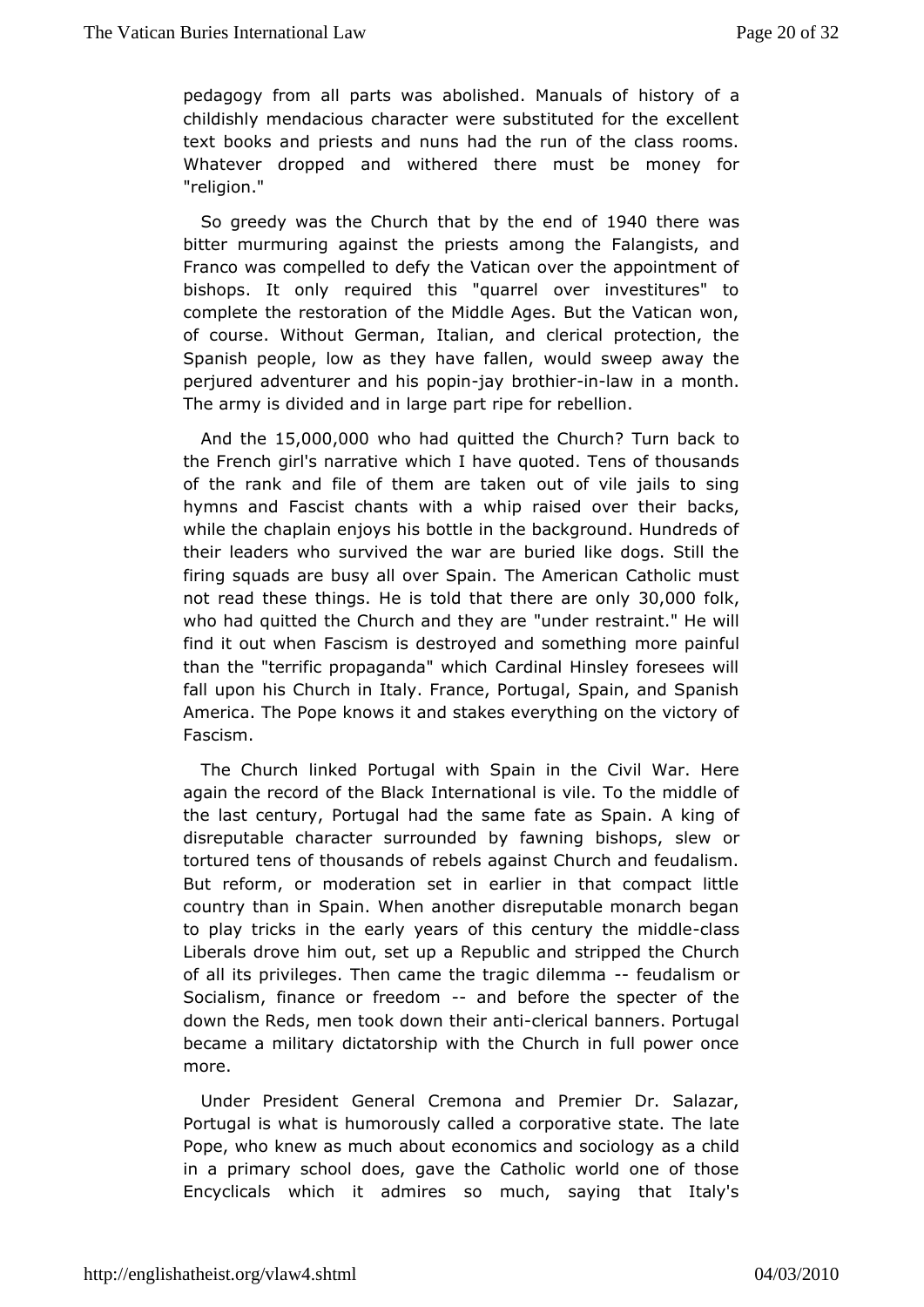pedagogy from all parts was abolished. Manuals of history of a childishly mendacious character were substituted for the excellent text books and priests and nuns had the run of the class rooms. Whatever dropped and withered there must be money for "religion."

So greedy was the Church that by the end of 1940 there was bitter murmuring against the priests among the Falangists, and Franco was compelled to defy the Vatican over the appointment of bishops. It only required this "quarrel over investitures" to complete the restoration of the Middle Ages. But the Vatican won, of course. Without German, Italian, and clerical protection, the Spanish people, low as they have fallen, would sweep away the perjured adventurer and his popin-jay brothier-in-law in a month. The army is divided and in large part ripe for rebellion.

And the 15,000,000 who had quitted the Church? Turn back to the French girl's narrative which I have quoted. Tens of thousands of the rank and file of them are taken out of vile jails to sing hymns and Fascist chants with a whip raised over their backs, while the chaplain enjoys his bottle in the background. Hundreds of their leaders who survived the war are buried like dogs. Still the firing squads are busy all over Spain. The American Catholic must not read these things. He is told that there are only 30,000 folk, who had quitted the Church and they are "under restraint." He will find it out when Fascism is destroyed and something more painful than the "terrific propaganda" which Cardinal Hinsley foresees will fall upon his Church in Italy. France, Portugal, Spain, and Spanish America. The Pope knows it and stakes everything on the victory of Fascism.

The Church linked Portugal with Spain in the Civil War. Here again the record of the Black International is vile. To the middle of the last century, Portugal had the same fate as Spain. A king of disreputable character surrounded by fawning bishops, slew or tortured tens of thousands of rebels against Church and feudalism. But reform, or moderation set in earlier in that compact little country than in Spain. When another disreputable monarch began to play tricks in the early years of this century the middle-class Liberals drove him out, set up a Republic and stripped the Church of all its privileges. Then came the tragic dilemma -- feudalism or Socialism, finance or freedom -- and before the specter of the down the Reds, men took down their anti-clerical banners. Portugal became a military dictatorship with the Church in full power once more.

Under President General Cremona and Premier Dr. Salazar, Portugal is what is humorously called a corporative state. The late Pope, who knew as much about economics and sociology as a child in a primary school does, gave the Catholic world one of those Encyclicals which it admires so much, saying that Italy's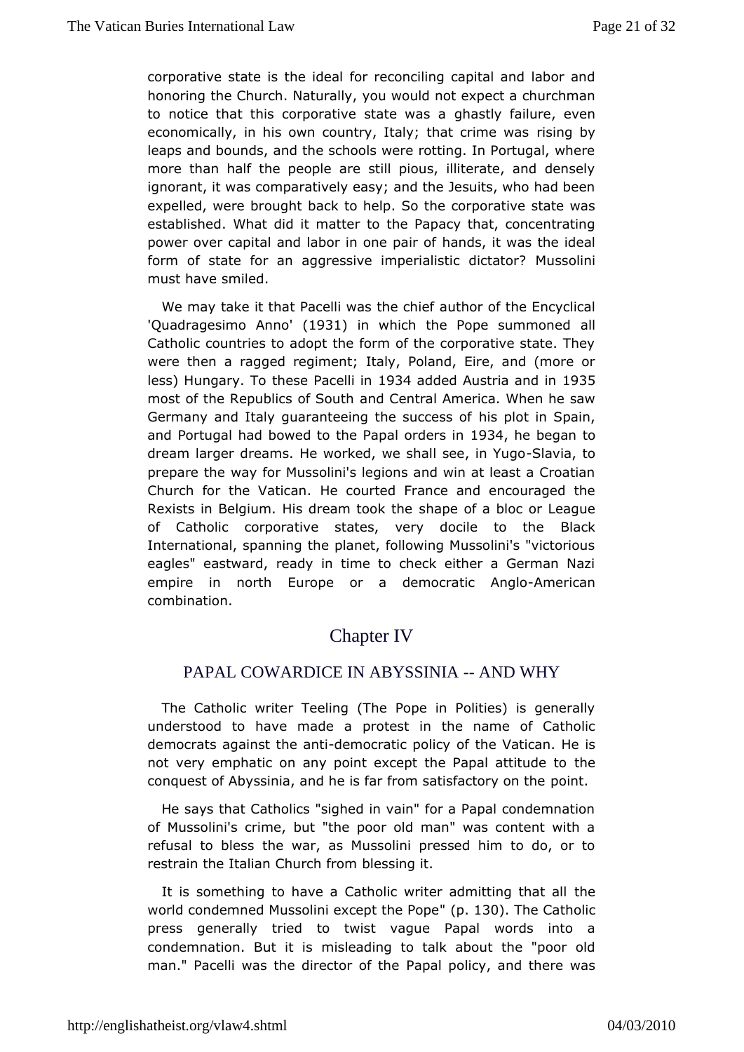corporative state is the ideal for reconciling capital and labor and honoring the Church. Naturally, you would not expect a churchman to notice that this corporative state was a ghastly failure, even economically, in his own country, Italy; that crime was rising by leaps and bounds, and the schools were rotting. In Portugal, where more than half the people are still pious, illiterate, and densely ignorant, it was comparatively easy; and the Jesuits, who had been expelled, were brought back to help. So the corporative state was established. What did it matter to the Papacy that, concentrating power over capital and labor in one pair of hands, it was the ideal form of state for an aggressive imperialistic dictator? Mussolini must have smiled.

We may take it that Pacelli was the chief author of the Encyclical 'Quadragesimo Anno' (1931) in which the Pope summoned all Catholic countries to adopt the form of the corporative state. They were then a ragged regiment; Italy, Poland, Eire, and (more or less) Hungary. To these Pacelli in 1934 added Austria and in 1935 most of the Republics of South and Central America. When he saw Germany and Italy guaranteeing the success of his plot in Spain, and Portugal had bowed to the Papal orders in 1934, he began to dream larger dreams. He worked, we shall see, in Yugo-Slavia, to prepare the way for Mussolini's legions and win at least a Croatian Church for the Vatican. He courted France and encouraged the Rexists in Belgium. His dream took the shape of a bloc or League of Catholic corporative states, very docile to the Black International, spanning the planet, following Mussolini's "victorious eagles" eastward, ready in time to check either a German Nazi empire in north Europe or a democratic Anglo-American combination.

# Chapter IV

## PAPAL COWARDICE IN ABYSSINIA -- AND WHY

The Catholic writer Teeling (The Pope in Polities) is generally understood to have made a protest in the name of Catholic democrats against the anti-democratic policy of the Vatican. He is not very emphatic on any point except the Papal attitude to the conquest of Abyssinia, and he is far from satisfactory on the point.

He says that Catholics "sighed in vain" for a Papal condemnation of Mussolini's crime, but "the poor old man" was content with a refusal to bless the war, as Mussolini pressed him to do, or to restrain the Italian Church from blessing it.

It is something to have a Catholic writer admitting that all the world condemned Mussolini except the Pope" (p. 130). The Catholic press generally tried to twist vague Papal words into a condemnation. But it is misleading to talk about the "poor old man." Pacelli was the director of the Papal policy, and there was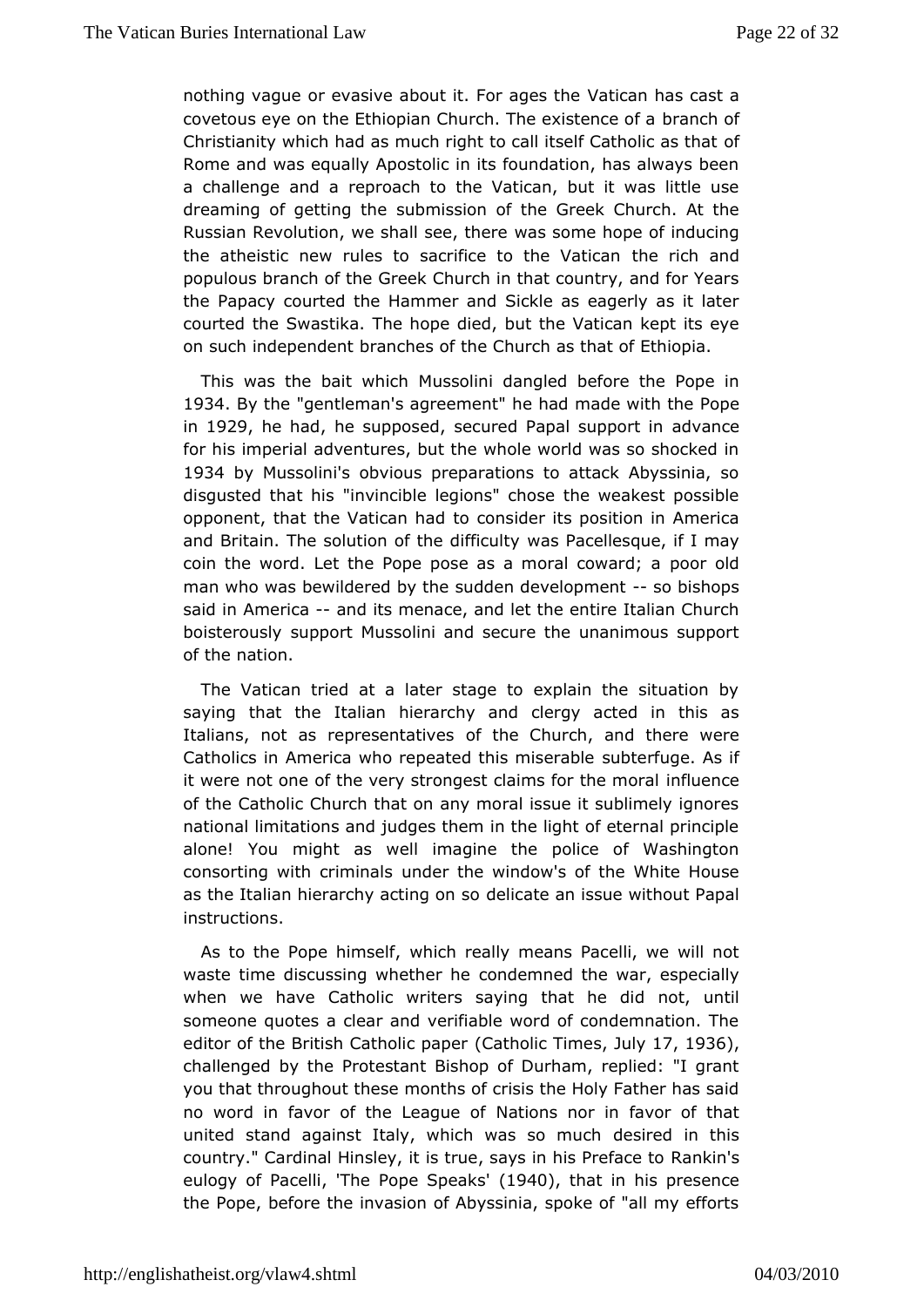nothing vague or evasive about it. For ages the Vatican has cast a covetous eye on the Ethiopian Church. The existence of a branch of Christianity which had as much right to call itself Catholic as that of Rome and was equally Apostolic in its foundation, has always been a challenge and a reproach to the Vatican, but it was little use dreaming of getting the submission of the Greek Church. At the Russian Revolution, we shall see, there was some hope of inducing the atheistic new rules to sacrifice to the Vatican the rich and populous branch of the Greek Church in that country, and for Years the Papacy courted the Hammer and Sickle as eagerly as it later courted the Swastika. The hope died, but the Vatican kept its eye on such independent branches of the Church as that of Ethiopia.

This was the bait which Mussolini dangled before the Pope in 1934. By the "gentleman's agreement" he had made with the Pope in 1929, he had, he supposed, secured Papal support in advance for his imperial adventures, but the whole world was so shocked in 1934 by Mussolini's obvious preparations to attack Abyssinia, so disgusted that his "invincible legions" chose the weakest possible opponent, that the Vatican had to consider its position in America and Britain. The solution of the difficulty was Pacellesque, if I may coin the word. Let the Pope pose as a moral coward; a poor old man who was bewildered by the sudden development -- so bishops said in America -- and its menace, and let the entire Italian Church boisterously support Mussolini and secure the unanimous support of the nation.

The Vatican tried at a later stage to explain the situation by saying that the Italian hierarchy and clergy acted in this as Italians, not as representatives of the Church, and there were Catholics in America who repeated this miserable subterfuge. As if it were not one of the very strongest claims for the moral influence of the Catholic Church that on any moral issue it sublimely ignores national limitations and judges them in the light of eternal principle alone! You might as well imagine the police of Washington consorting with criminals under the window's of the White House as the Italian hierarchy acting on so delicate an issue without Papal instructions.

As to the Pope himself, which really means Pacelli, we will not waste time discussing whether he condemned the war, especially when we have Catholic writers saying that he did not, until someone quotes a clear and verifiable word of condemnation. The editor of the British Catholic paper (Catholic Times, July 17, 1936), challenged by the Protestant Bishop of Durham, replied: "I grant you that throughout these months of crisis the Holy Father has said no word in favor of the League of Nations nor in favor of that united stand against Italy, which was so much desired in this country." Cardinal Hinsley, it is true, says in his Preface to Rankin's eulogy of Pacelli, 'The Pope Speaks' (1940), that in his presence the Pope, before the invasion of Abyssinia, spoke of "all my efforts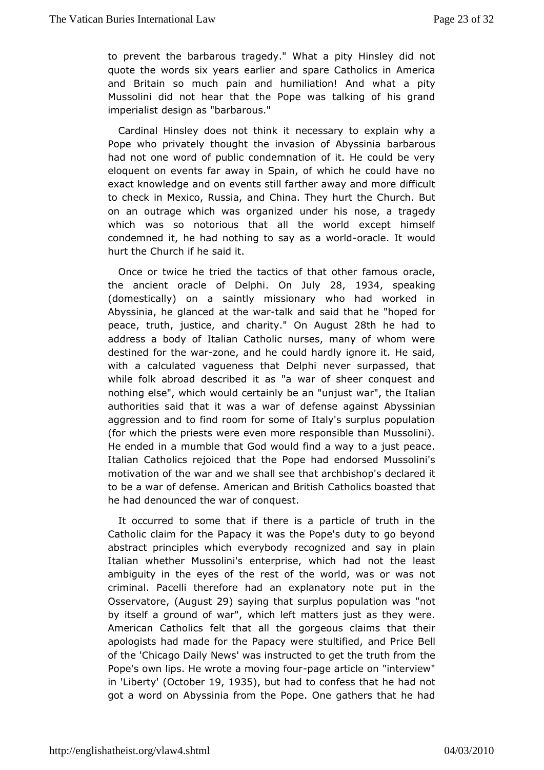to prevent the barbarous tragedy." What a pity Hinsley did not quote the words six years earlier and spare Catholics in America and Britain so much pain and humiliation! And what a pity Mussolini did not hear that the Pope was talking of his grand imperialist design as "barbarous."

Cardinal Hinsley does not think it necessary to explain why a Pope who privately thought the invasion of Abyssinia barbarous had not one word of public condemnation of it. He could be very eloquent on events far away in Spain, of which he could have no exact knowledge and on events still farther away and more difficult to check in Mexico, Russia, and China. They hurt the Church. But on an outrage which was organized under his nose, a tragedy which was so notorious that all the world except himself condemned it, he had nothing to say as a world-oracle. It would hurt the Church if he said it.

Once or twice he tried the tactics of that other famous oracle, the ancient oracle of Delphi. On July 28, 1934, speaking (domestically) on a saintly missionary who had worked in Abyssinia, he glanced at the war-talk and said that he "hoped for peace, truth, justice, and charity." On August 28th he had to address a body of Italian Catholic nurses, many of whom were destined for the war-zone, and he could hardly ignore it. He said, with a calculated vagueness that Delphi never surpassed, that while folk abroad described it as "a war of sheer conquest and nothing else", which would certainly be an "unjust war", the Italian authorities said that it was a war of defense against Abyssinian aggression and to find room for some of Italy's surplus population (for which the priests were even more responsible than Mussolini). He ended in a mumble that God would find a way to a just peace. Italian Catholics rejoiced that the Pope had endorsed Mussolini's motivation of the war and we shall see that archbishop's declared it to be a war of defense. American and British Catholics boasted that he had denounced the war of conquest.

It occurred to some that if there is a particle of truth in the Catholic claim for the Papacy it was the Pope's duty to go beyond abstract principles which everybody recognized and say in plain Italian whether Mussolini's enterprise, which had not the least ambiguity in the eyes of the rest of the world, was or was not criminal. Pacelli therefore had an explanatory note put in the Osservatore, (August 29) saying that surplus population was "not by itself a ground of war", which left matters just as they were. American Catholics felt that all the gorgeous claims that their apologists had made for the Papacy were stultified, and Price Bell of the 'Chicago Daily News' was instructed to get the truth from the Pope's own lips. He wrote a moving four-page article on "interview" in 'Liberty' (October 19, 1935), but had to confess that he had not got a word on Abyssinia from the Pope. One gathers that he had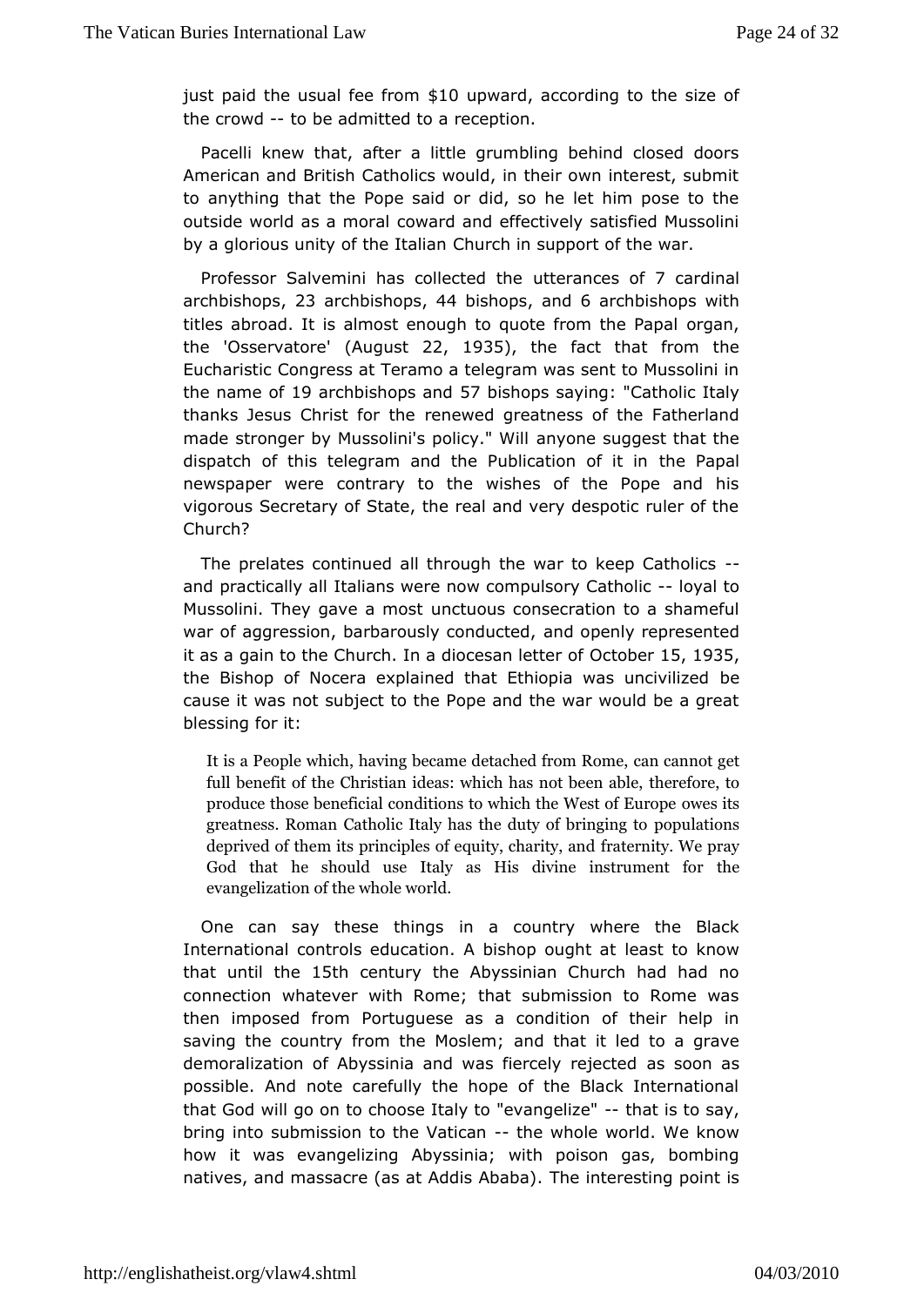just paid the usual fee from $10 upward, according to the size of the crowd -- to be admitted to a reception.

Pacelli knew that, after a little grumbling behind closed doors American and British Catholics would, in their own interest, submit to anything that the Pope said or did, so he let him pose to the outside world as a moral coward and effectively satisfied Mussolini by a glorious unity of the Italian Church in support of the war.

Professor Salvemini has collected the utterances of 7 cardinal archbishops, 23 archbishops, 44 bishops, and 6 archbishops with titles abroad. It is almost enough to quote from the Papal organ, the 'Osservatore' (August 22, 1935), the fact that from the Eucharistic Congress at Teramo a telegram was sent to Mussolini in the name of 19 archbishops and 57 bishops saying: "Catholic Italy thanks Jesus Christ for the renewed greatness of the Fatherland made stronger by Mussolini's policy." Will anyone suggest that the dispatch of this telegram and the Publication of it in the Papal newspaper were contrary to the wishes of the Pope and his vigorous Secretary of State, the real and very despotic ruler of the Church?

The prelates continued all through the war to keep Catholics -- and practically all Italians were now compulsory Catholic -- loyal to Mussolini. They gave a most unctuous consecration to a shameful war of aggression, barbarously conducted, and openly represented it as a gain to the Church. In a diocesan letter of October 15, 1935, the Bishop of Nocera explained that Ethiopia was uncivilized be cause it was not subject to the Pope and the war would be a great blessing for it:

> It is a People which, having became detached from Rome, can cannot get full benefit of the Christian ideas: which has not been able, therefore, to produce those beneficial conditions to which the West of Europe owes its greatness. Roman Catholic Italy has the duty of bringing to populations deprived of them its principles of equity, charity, and fraternity. We pray God that he should use Italy as His divine instrument for the evangelization of the whole world.

One can say these things in a country where the Black International controls education. A bishop ought at least to know that until the 15th century the Abyssinian Church had had no connection whatever with Rome; that submission to Rome was then imposed from Portuguese as a condition of their help in saving the country from the Moslem; and that it led to a grave demoralization of Abyssinia and was fiercely rejected as soon as possible. And note carefully the hope of the Black International that God will go on to choose Italy to "evangelize" -- that is to say, bring into submission to the Vatican -- the whole world. We know how it was evangelizing Abyssinia; with poison gas, bombing natives, and massacre (as at Addis Ababa). The interesting point is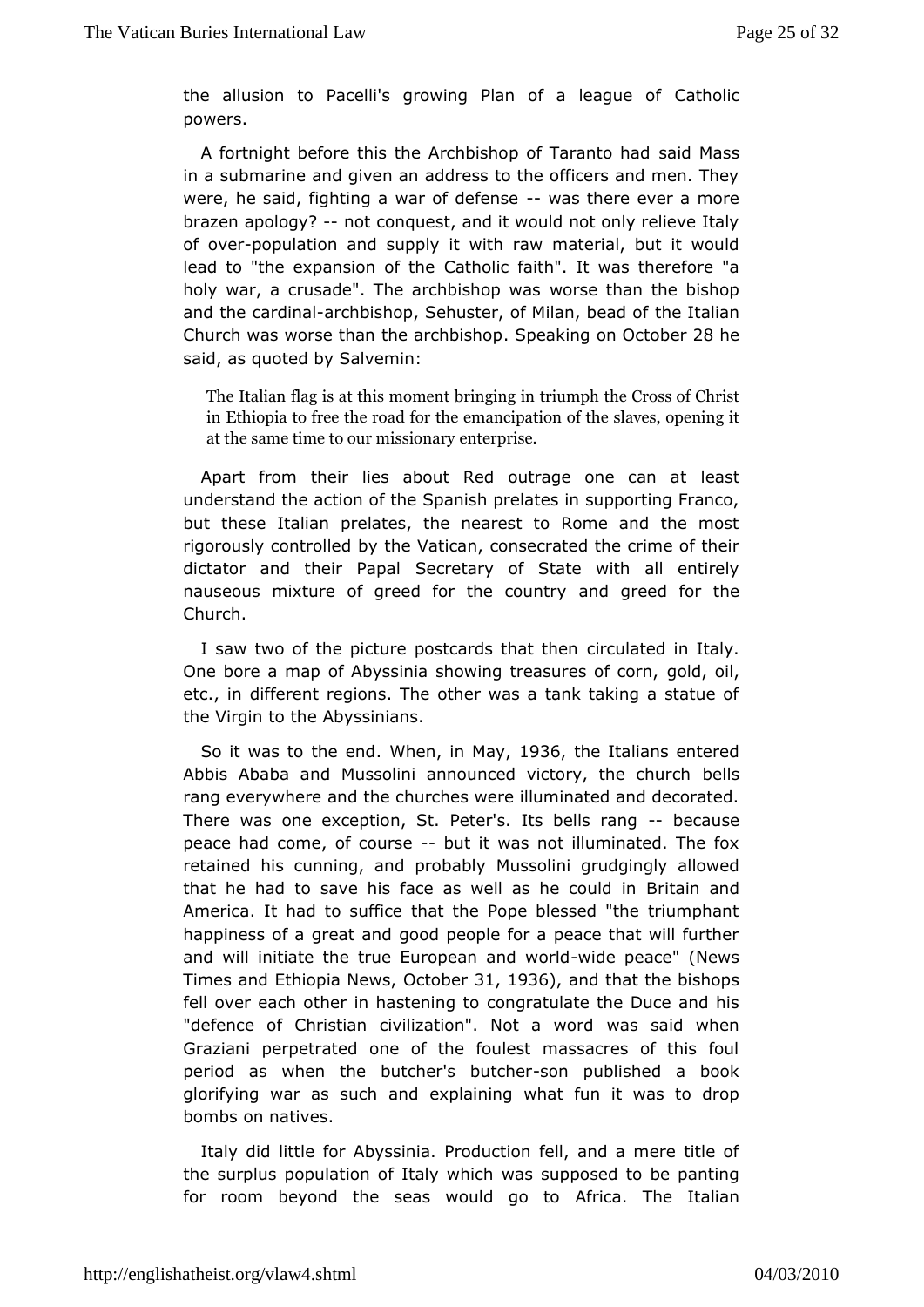the allusion to Pacelli's growing Plan of a league of Catholic powers.

A fortnight before this the Archbishop of Taranto had said Mass in a submarine and given an address to the officers and men. They were, he said, fighting a war of defense -- was there ever a more brazen apology? -- not conquest, and it would not only relieve Italy of over-population and supply it with raw material, but it would lead to "the expansion of the Catholic faith". It was therefore "a holy war, a crusade". The archbishop was worse than the bishop and the cardinal-archbishop, Sehuster, of Milan, bead of the Italian Church was worse than the archbishop. Speaking on October 28 he said, as quoted by Salvemin:

> The Italian flag is at this moment bringing in triumph the Cross of Christ in Ethiopia to free the road for the emancipation of the slaves, opening it at the same time to our missionary enterprise.

Apart from their lies about Red outrage one can at least understand the action of the Spanish prelates in supporting Franco, but these Italian prelates, the nearest to Rome and the most rigorously controlled by the Vatican, consecrated the crime of their dictator and their Papal Secretary of State with all entirely nauseous mixture of greed for the country and greed for the Church.

I saw two of the picture postcards that then circulated in Italy. One bore a map of Abyssinia showing treasures of corn, gold, oil, etc., in different regions. The other was a tank taking a statue of the Virgin to the Abyssinians.

So it was to the end. When, in May, 1936, the Italians entered Abbis Ababa and Mussolini announced victory, the church bells rang everywhere and the churches were illuminated and decorated. There was one exception, St. Peter's. Its bells rang -- because peace had come, of course -- but it was not illuminated. The fox retained his cunning, and probably Mussolini grudgingly allowed that he had to save his face as well as he could in Britain and America. It had to suffice that the Pope blessed "the triumphant happiness of a great and good people for a peace that will further and will initiate the true European and world-wide peace" (News Times and Ethiopia News, October 31, 1936), and that the bishops fell over each other in hastening to congratulate the Duce and his "defence of Christian civilization". Not a word was said when Graziani perpetrated one of the foulest massacres of this foul period as when the butcher's butcher-son published a book glorifying war as such and explaining what fun it was to drop bombs on natives.

Italy did little for Abyssinia. Production fell, and a mere title of the surplus population of Italy which was supposed to be panting for room beyond the seas would go to Africa. The Italian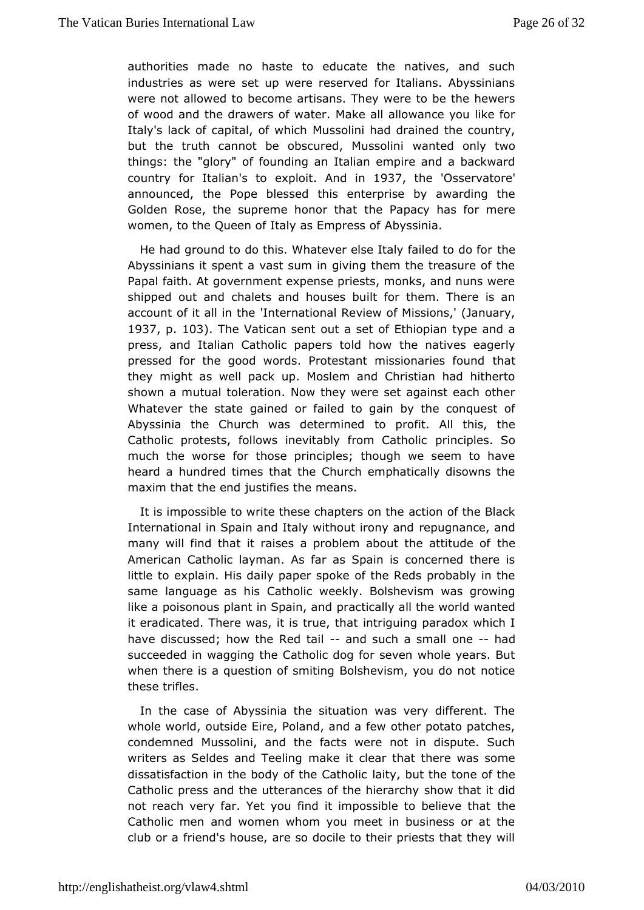authorities made no haste to educate the natives, and such industries as were set up were reserved for Italians. Abyssinians were not allowed to become artisans. They were to be the hewers of wood and the drawers of water. Make all allowance you like for Italy's lack of capital, of which Mussolini had drained the country, but the truth cannot be obscured, Mussolini wanted only two things: the "glory" of founding an Italian empire and a backward country for Italian's to exploit. And in 1937, the 'Osservatore' announced, the Pope blessed this enterprise by awarding the Golden Rose, the supreme honor that the Papacy has for mere women, to the Queen of Italy as Empress of Abyssinia.

He had ground to do this. Whatever else Italy failed to do for the Abyssinians it spent a vast sum in giving them the treasure of the Papal faith. At government expense priests, monks, and nuns were shipped out and chalets and houses built for them. There is an account of it all in the 'International Review of Missions,' (January, 1937, p. 103). The Vatican sent out a set of Ethiopian type and a press, and Italian Catholic papers told how the natives eagerly pressed for the good words. Protestant missionaries found that they might as well pack up. Moslem and Christian had hitherto shown a mutual toleration. Now they were set against each other Whatever the state gained or failed to gain by the conquest of Abyssinia the Church was determined to profit. All this, the Catholic protests, follows inevitably from Catholic principles. So much the worse for those principles; though we seem to have heard a hundred times that the Church emphatically disowns the maxim that the end justifies the means.

It is impossible to write these chapters on the action of the Black International in Spain and Italy without irony and repugnance, and many will find that it raises a problem about the attitude of the American Catholic layman. As far as Spain is concerned there is little to explain. His daily paper spoke of the Reds probably in the same language as his Catholic weekly. Bolshevism was growing like a poisonous plant in Spain, and practically all the world wanted it eradicated. There was, it is true, that intriguing paradox which I have discussed; how the Red tail -- and such a small one -- had succeeded in wagging the Catholic dog for seven whole years. But when there is a question of smiting Bolshevism, you do not notice these trifles.

In the case of Abyssinia the situation was very different. The whole world, outside Eire, Poland, and a few other potato patches, condemned Mussolini, and the facts were not in dispute. Such writers as Seldes and Teeling make it clear that there was some dissatisfaction in the body of the Catholic laity, but the tone of the Catholic press and the utterances of the hierarchy show that it did not reach very far. Yet you find it impossible to believe that the Catholic men and women whom you meet in business or at the club or a friend's house, are so docile to their priests that they will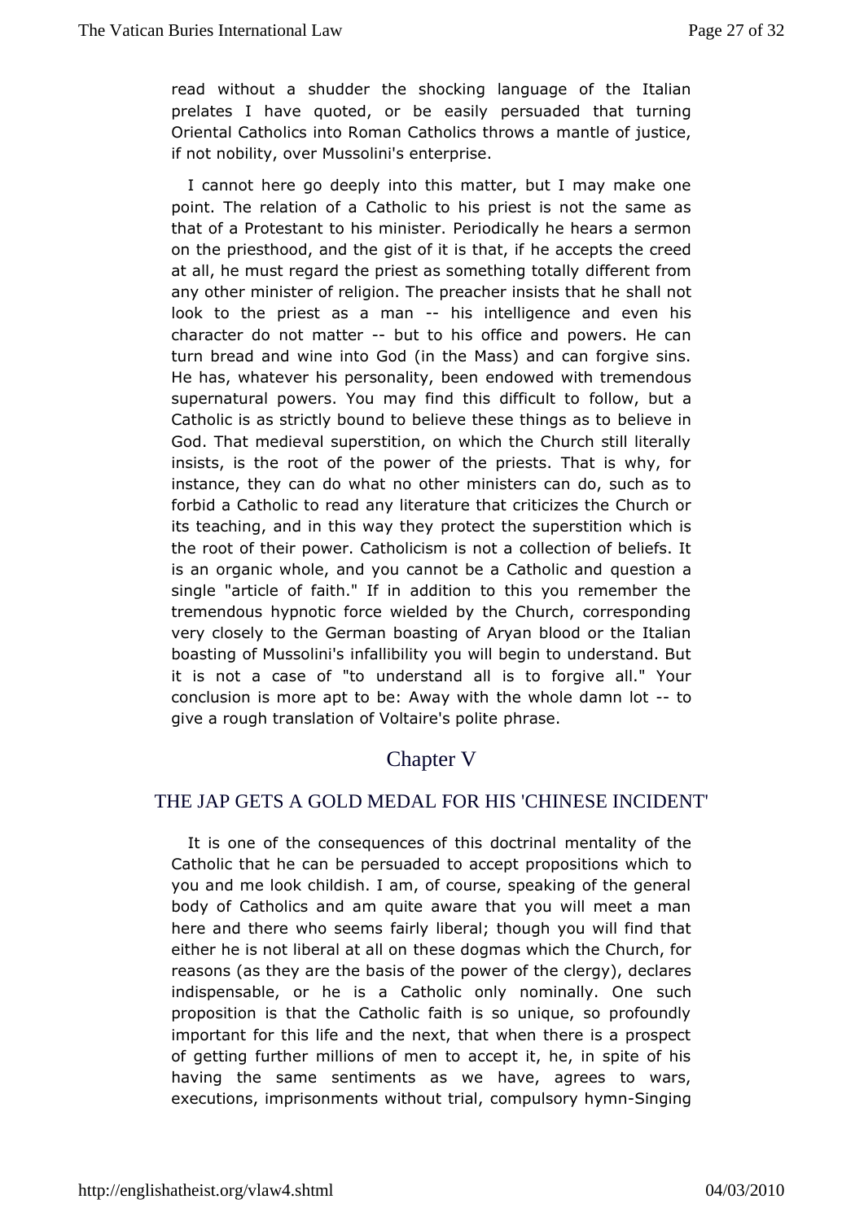read without a shudder the shocking language of the Italian prelates I have quoted, or be easily persuaded that turning Oriental Catholics into Roman Catholics throws a mantle of justice, if not nobility, over Mussolini's enterprise.

I cannot here go deeply into this matter, but I may make one point. The relation of a Catholic to his priest is not the same as that of a Protestant to his minister. Periodically he hears a sermon on the priesthood, and the gist of it is that, if he accepts the creed at all, he must regard the priest as something totally different from any other minister of religion. The preacher insists that he shall not look to the priest as a man -- his intelligence and even his character do not matter -- but to his office and powers. He can turn bread and wine into God (in the Mass) and can forgive sins. He has, whatever his personality, been endowed with tremendous supernatural powers. You may find this difficult to follow, but a Catholic is as strictly bound to believe these things as to believe in God. That medieval superstition, on which the Church still literally insists, is the root of the power of the priests. That is why, for instance, they can do what no other ministers can do, such as to forbid a Catholic to read any literature that criticizes the Church or its teaching, and in this way they protect the superstition which is the root of their power. Catholicism is not a collection of beliefs. It is an organic whole, and you cannot be a Catholic and question a single "article of faith." If in addition to this you remember the tremendous hypnotic force wielded by the Church, corresponding very closely to the German boasting of Aryan blood or the Italian boasting of Mussolini's infallibility you will begin to understand. But it is not a case of "to understand all is to forgive all." Your conclusion is more apt to be: Away with the whole damn lot -- to give a rough translation of Voltaire's polite phrase.

# Chapter V

## THE JAP GETS A GOLD MEDAL FOR HIS 'CHINESE INCIDENT'

It is one of the consequences of this doctrinal mentality of the Catholic that he can be persuaded to accept propositions which to you and me look childish. I am, of course, speaking of the general body of Catholics and am quite aware that you will meet a man here and there who seems fairly liberal; though you will find that either he is not liberal at all on these dogmas which the Church, for reasons (as they are the basis of the power of the clergy), declares indispensable, or he is a Catholic only nominally. One such proposition is that the Catholic faith is so unique, so profoundly important for this life and the next, that when there is a prospect of getting further millions of men to accept it, he, in spite of his having the same sentiments as we have, agrees to wars, executions, imprisonments without trial, compulsory hymn-Singing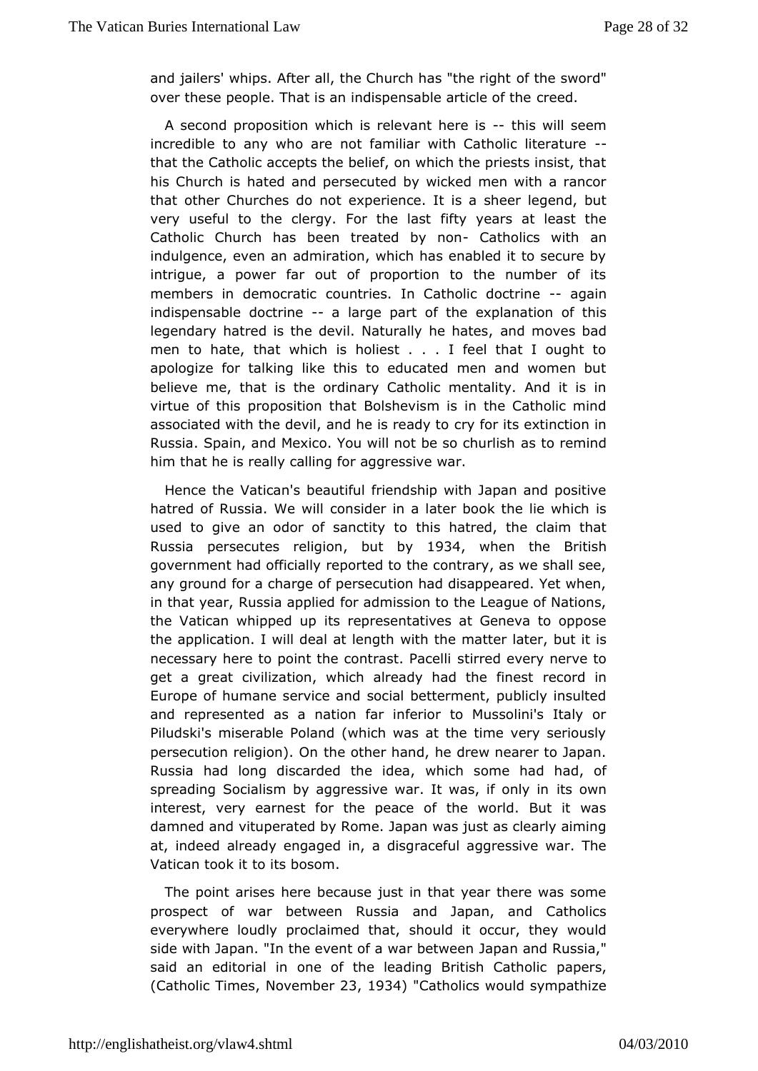and jailers' whips. After all, the Church has "the right of the sword" over these people. That is an indispensable article of the creed.

A second proposition which is relevant here is -- this will seem incredible to any who are not familiar with Catholic literature -- that the Catholic accepts the belief, on which the priests insist, that his Church is hated and persecuted by wicked men with a rancor that other Churches do not experience. It is a sheer legend, but very useful to the clergy. For the last fifty years at least the Catholic Church has been treated by non- Catholics with an indulgence, even an admiration, which has enabled it to secure by intrigue, a power far out of proportion to the number of its members in democratic countries. In Catholic doctrine -- again indispensable doctrine -- a large part of the explanation of this legendary hatred is the devil. Naturally he hates, and moves bad men to hate, that which is holiest . . . I feel that I ought to apologize for talking like this to educated men and women but believe me, that is the ordinary Catholic mentality. And it is in virtue of this proposition that Bolshevism is in the Catholic mind associated with the devil, and he is ready to cry for its extinction in Russia. Spain, and Mexico. You will not be so churlish as to remind him that he is really calling for aggressive war.

Hence the Vatican's beautiful friendship with Japan and positive hatred of Russia. We will consider in a later book the lie which is used to give an odor of sanctity to this hatred, the claim that Russia persecutes religion, but by 1934, when the British government had officially reported to the contrary, as we shall see, any ground for a charge of persecution had disappeared. Yet when, in that year, Russia applied for admission to the League of Nations, the Vatican whipped up its representatives at Geneva to oppose the application. I will deal at length with the matter later, but it is necessary here to point the contrast. Pacelli stirred every nerve to get a great civilization, which already had the finest record in Europe of humane service and social betterment, publicly insulted and represented as a nation far inferior to Mussolini's Italy or Piludski's miserable Poland (which was at the time very seriously persecution religion). On the other hand, he drew nearer to Japan. Russia had long discarded the idea, which some had had, of spreading Socialism by aggressive war. It was, if only in its own interest, very earnest for the peace of the world. But it was damned and vituperated by Rome. Japan was just as clearly aiming at, indeed already engaged in, a disgraceful aggressive war. The Vatican took it to its bosom.

The point arises here because just in that year there was some prospect of war between Russia and Japan, and Catholics everywhere loudly proclaimed that, should it occur, they would side with Japan. "In the event of a war between Japan and Russia," said an editorial in one of the leading British Catholic papers, (Catholic Times, November 23, 1934) "Catholics would sympathize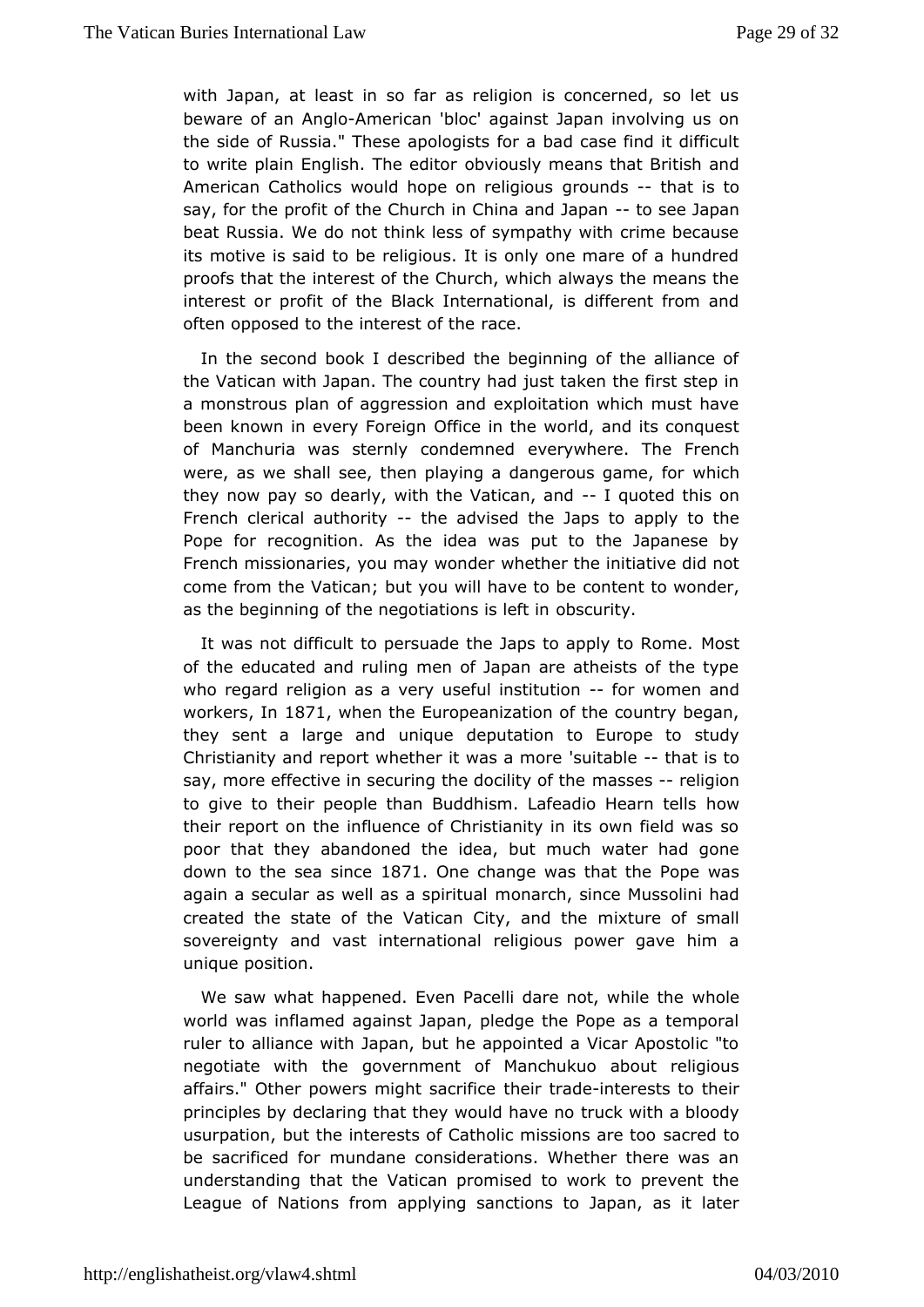with Japan, at least in so far as religion is concerned, so let us beware of an Anglo-American 'bloc' against Japan involving us on the side of Russia." These apologists for a bad case find it difficult to write plain English. The editor obviously means that British and American Catholics would hope on religious grounds -- that is to say, for the profit of the Church in China and Japan -- to see Japan beat Russia. We do not think less of sympathy with crime because its motive is said to be religious. It is only one mare of a hundred proofs that the interest of the Church, which always the means the interest or profit of the Black International, is different from and often opposed to the interest of the race.

In the second book I described the beginning of the alliance of the Vatican with Japan. The country had just taken the first step in a monstrous plan of aggression and exploitation which must have been known in every Foreign Office in the world, and its conquest of Manchuria was sternly condemned everywhere. The French were, as we shall see, then playing a dangerous game, for which they now pay so dearly, with the Vatican, and -- I quoted this on French clerical authority -- the advised the Japs to apply to the Pope for recognition. As the idea was put to the Japanese by French missionaries, you may wonder whether the initiative did not come from the Vatican; but you will have to be content to wonder, as the beginning of the negotiations is left in obscurity.

It was not difficult to persuade the Japs to apply to Rome. Most of the educated and ruling men of Japan are atheists of the type who regard religion as a very useful institution -- for women and workers, In 1871, when the Europeanization of the country began, they sent a large and unique deputation to Europe to study Christianity and report whether it was a more 'suitable -- that is to say, more effective in securing the docility of the masses -- religion to give to their people than Buddhism. Lafeadio Hearn tells how their report on the influence of Christianity in its own field was so poor that they abandoned the idea, but much water had gone down to the sea since 1871. One change was that the Pope was again a secular as well as a spiritual monarch, since Mussolini had created the state of the Vatican City, and the mixture of small sovereignty and vast international religious power gave him a unique position.

We saw what happened. Even Pacelli dare not, while the whole world was inflamed against Japan, pledge the Pope as a temporal ruler to alliance with Japan, but he appointed a Vicar Apostolic "to negotiate with the government of Manchukuo about religious affairs." Other powers might sacrifice their trade-interests to their principles by declaring that they would have no truck with a bloody usurpation, but the interests of Catholic missions are too sacred to be sacrificed for mundane considerations. Whether there was an understanding that the Vatican promised to work to prevent the League of Nations from applying sanctions to Japan, as it later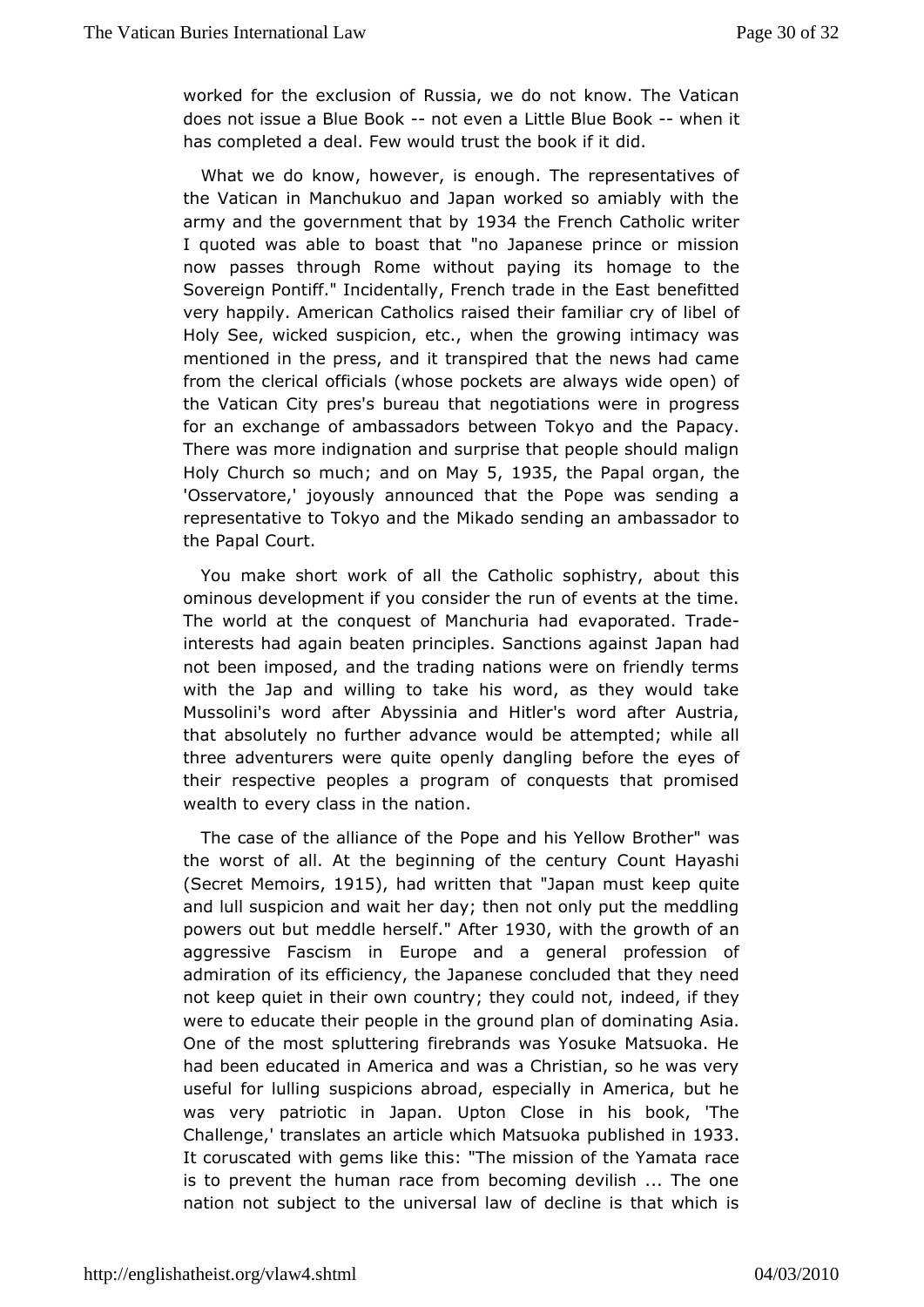worked for the exclusion of Russia, we do not know. The Vatican does not issue a Blue Book -- not even a Little Blue Book -- when it has completed a deal. Few would trust the book if it did.

What we do know, however, is enough. The representatives of the Vatican in Manchukuo and Japan worked so amiably with the army and the government that by 1934 the French Catholic writer I quoted was able to boast that "no Japanese prince or mission now passes through Rome without paying its homage to the Sovereign Pontiff." Incidentally, French trade in the East benefitted very happily. American Catholics raised their familiar cry of libel of Holy See, wicked suspicion, etc., when the growing intimacy was mentioned in the press, and it transpired that the news had came from the clerical officials (whose pockets are always wide open) of the Vatican City pres's bureau that negotiations were in progress for an exchange of ambassadors between Tokyo and the Papacy. There was more indignation and surprise that people should malign Holy Church so much; and on May 5, 1935, the Papal organ, the 'Osservatore,' joyously announced that the Pope was sending a representative to Tokyo and the Mikado sending an ambassador to the Papal Court.

You make short work of all the Catholic sophistry, about this ominous development if you consider the run of events at the time. The world at the conquest of Manchuria had evaporated. Trade-interests had again beaten principles. Sanctions against Japan had not been imposed, and the trading nations were on friendly terms with the Jap and willing to take his word, as they would take Mussolini's word after Abyssinia and Hitler's word after Austria, that absolutely no further advance would be attempted; while all three adventurers were quite openly dangling before the eyes of their respective peoples a program of conquests that promised wealth to every class in the nation.

The case of the alliance of the Pope and his Yellow Brother" was the worst of all. At the beginning of the century Count Hayashi (Secret Memoirs, 1915), had written that "Japan must keep quite and lull suspicion and wait her day; then not only put the meddling powers out but meddle herself." After 1930, with the growth of an aggressive Fascism in Europe and a general profession of admiration of its efficiency, the Japanese concluded that they need not keep quiet in their own country; they could not, indeed, if they were to educate their people in the ground plan of dominating Asia. One of the most spluttering firebrands was Yosuke Matsuoka. He had been educated in America and was a Christian, so he was very useful for lulling suspicions abroad, especially in America, but he was very patriotic in Japan. Upton Close in his book, 'The Challenge,' translates an article which Matsuoka published in 1933. It coruscated with gems like this: "The mission of the Yamata race is to prevent the human race from becoming devilish ... The one nation not subject to the universal law of decline is that which is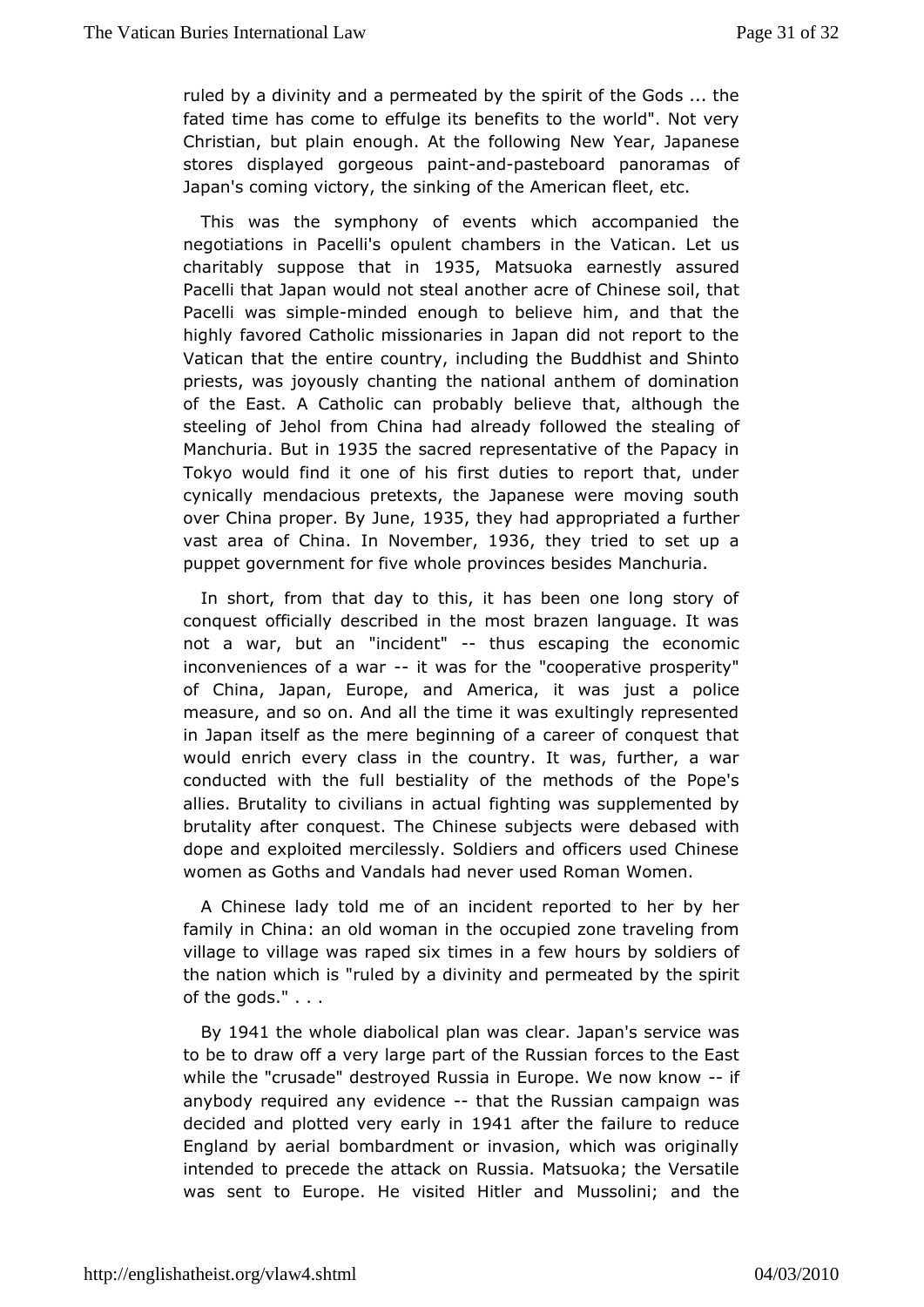ruled by a divinity and a permeated by the spirit of the Gods ... the fated time has come to effulge its benefits to the world". Not very Christian, but plain enough. At the following New Year, Japanese stores displayed gorgeous paint-and-pasteboard panoramas of Japan's coming victory, the sinking of the American fleet, etc.

This was the symphony of events which accompanied the negotiations in Pacelli's opulent chambers in the Vatican. Let us charitably suppose that in 1935, Matsuoka earnestly assured Pacelli that Japan would not steal another acre of Chinese soil, that Pacelli was simple-minded enough to believe him, and that the highly favored Catholic missionaries in Japan did not report to the Vatican that the entire country, including the Buddhist and Shinto priests, was joyously chanting the national anthem of domination of the East. A Catholic can probably believe that, although the steeling of Jehol from China had already followed the stealing of Manchuria. But in 1935 the sacred representative of the Papacy in Tokyo would find it one of his first duties to report that, under cynically mendacious pretexts, the Japanese were moving south over China proper. By June, 1935, they had appropriated a further vast area of China. In November, 1936, they tried to set up a puppet government for five whole provinces besides Manchuria.

In short, from that day to this, it has been one long story of conquest officially described in the most brazen language. It was not a war, but an "incident" -- thus escaping the economic inconveniences of a war -- it was for the "cooperative prosperity" of China, Japan, Europe, and America, it was just a police measure, and so on. And all the time it was exultingly represented in Japan itself as the mere beginning of a career of conquest that would enrich every class in the country. It was, further, a war conducted with the full bestiality of the methods of the Pope's allies. Brutality to civilians in actual fighting was supplemented by brutality after conquest. The Chinese subjects were debased with dope and exploited mercilessly. Soldiers and officers used Chinese women as Goths and Vandals had never used Roman Women.

A Chinese lady told me of an incident reported to her by her family in China: an old woman in the occupied zone traveling from village to village was raped six times in a few hours by soldiers of the nation which is "ruled by a divinity and permeated by the spirit of the gods." . . .

By 1941 the whole diabolical plan was clear. Japan's service was to be to draw off a very large part of the Russian forces to the East while the "crusade" destroyed Russia in Europe. We now know -- if anybody required any evidence -- that the Russian campaign was decided and plotted very early in 1941 after the failure to reduce England by aerial bombardment or invasion, which was originally intended to precede the attack on Russia. Matsuoka; the Versatile was sent to Europe. He visited Hitler and Mussolini; and the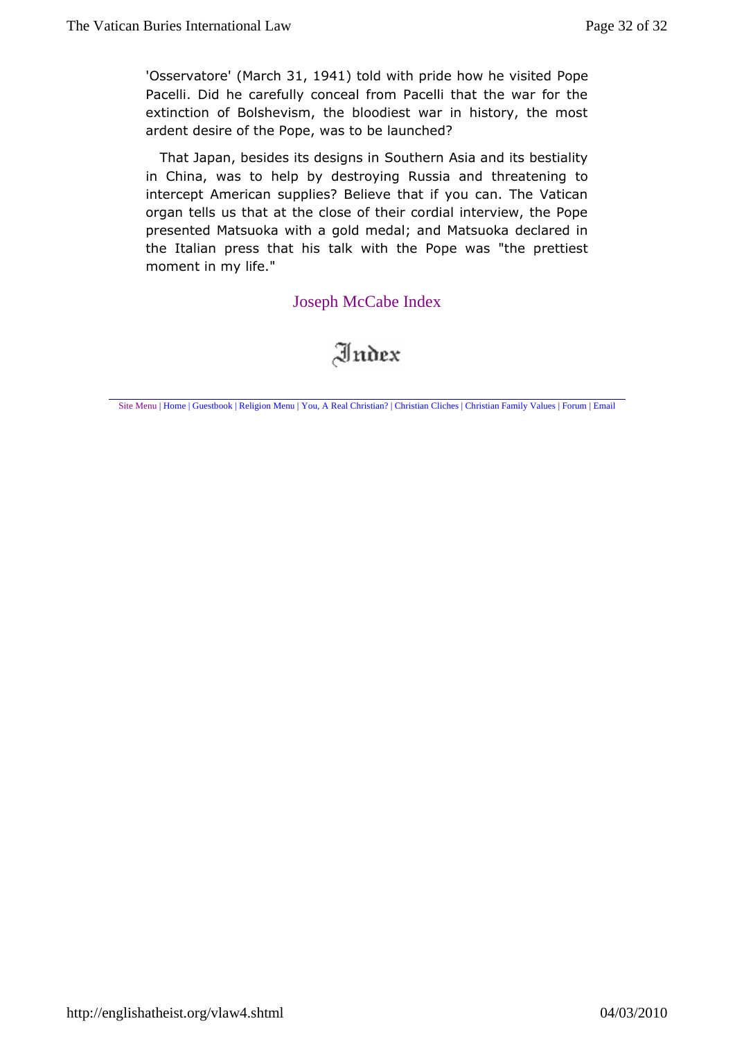'Osservatore' (March 31, 1941) told with pride how he visited Pope Pacelli. Did he carefully conceal from Pacelli that the war for the extinction of Bolshevism, the bloodiest war in history, the most ardent desire of the Pope, was to be launched?

That Japan, besides its designs in Southern Asia and its bestiality in China, was to help by destroying Russia and threatening to intercept American supplies? Believe that if you can. The Vatican organ tells us that at the close of their cordial interview, the Pope presented Matsuoka with a gold medal; and Matsuoka declared in the Italian press that his talk with the Pope was "the prettiest moment in my life."

Joseph McCabe Index

Index

Site Menu | Home | Guestbook | Religion Menu | You, A Real Christian? | Christian Cliches | Christian Family Values | Forum | Email